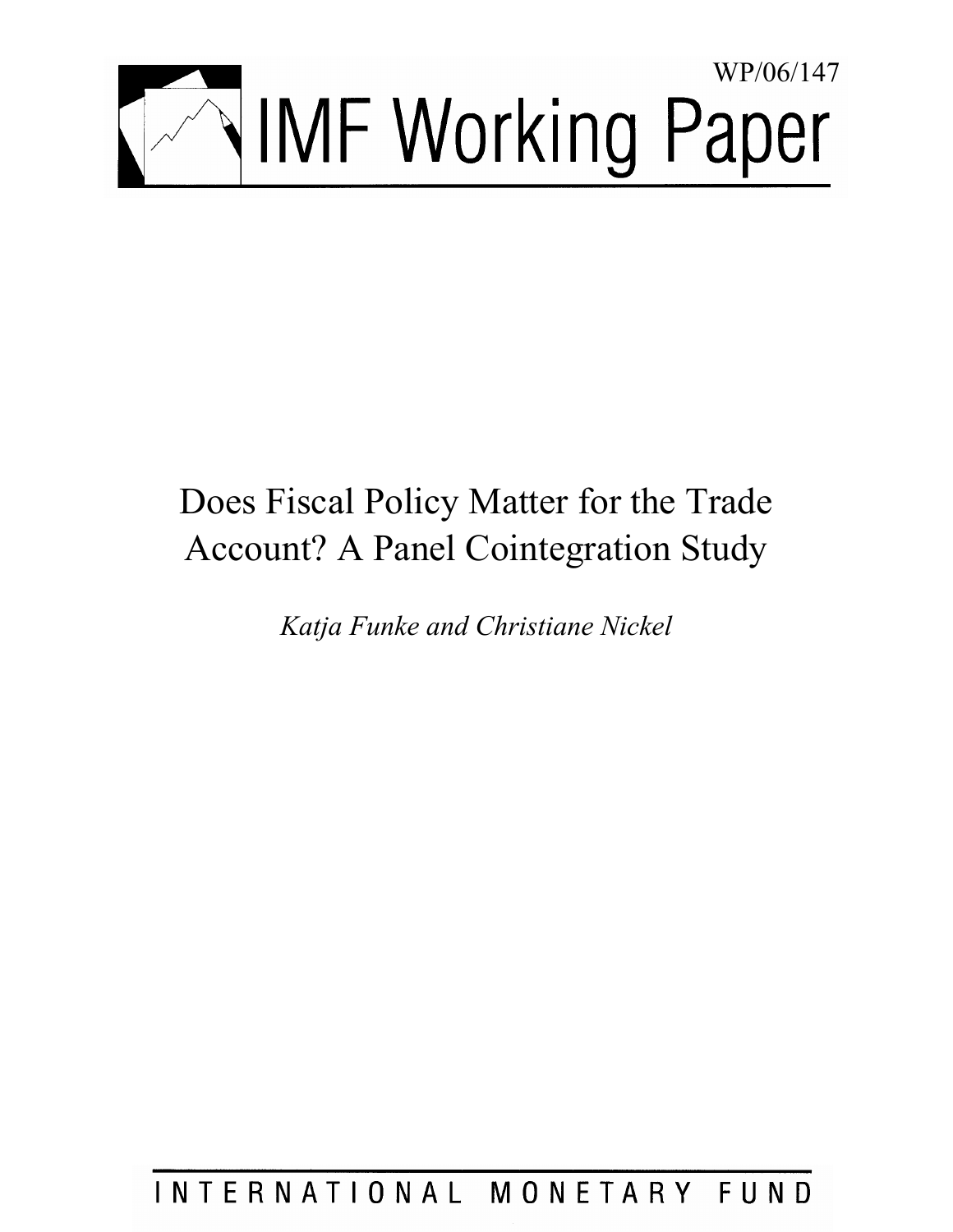WP/06/147

# IMF Working Paper

# Does Fiscal Policy Matter for the Trade Account? A Panel Cointegration Study

*Katja Funke and Christiane Nickel*

INTERNATIONAL MONETARY FUND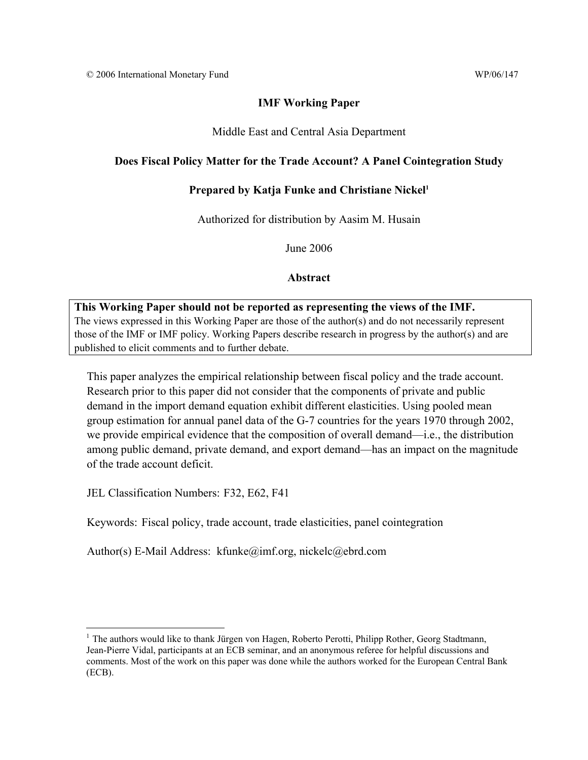© 2006 International Monetary Fund WP/06/147

**IMF Working Paper**

Middle East and Central Asia Department

**Does Fiscal Policy Matter for the Trade Account? A Panel Cointegration Study**

**Prepared by Katja Funke and Christiane Nickel[1]**

Authorized for distribution by Aasim M. Husain

June 2006

**Abstract**

**This Working Paper should not be reported as representing the views of the IMF.**
The views expressed in this Working Paper are those of the author(s) and do not necessarily represent those of the IMF or IMF policy. Working Papers describe research in progress by the author(s) and are published to elicit comments and to further debate.

This paper analyzes the empirical relationship between fiscal policy and the trade account. Research prior to this paper did not consider that the components of private and public demand in the import demand equation exhibit different elasticities. Using pooled mean group estimation for annual panel data of the G-7 countries for the years 1970 through 2002, we provide empirical evidence that the composition of overall demand—i.e., the distribution among public demand, private demand, and export demand—has an impact on the magnitude of the trade account deficit.

JEL Classification Numbers: F32, E62, F41

Keywords: Fiscal policy, trade account, trade elasticities, panel cointegration

Author(s) E-Mail Address: kfunke@imf.org, nickelc@ebrd.com

[1] The authors would like to thank Jürgen von Hagen, Roberto Perotti, Philipp Rother, Georg Stadtmann, Jean-Pierre Vidal, participants at an ECB seminar, and an anonymous referee for helpful discussions and comments. Most of the work on this paper was done while the authors worked for the European Central Bank (ECB).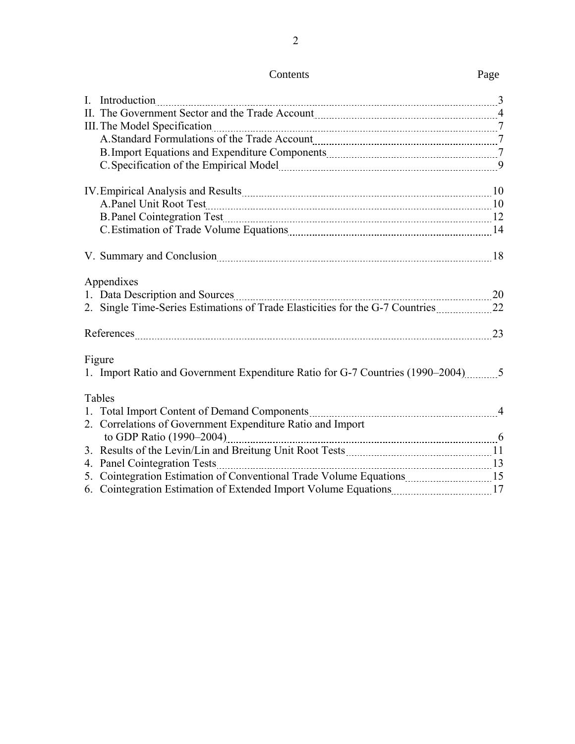Contents

| | Page |
|---|---|
| I. Introduction | 3 |
| II. The Government Sector and the Trade Account | 4 |
| III. The Model Specification | 7 |
| A. Standard Formulations of the Trade Account | 7 |
| B. Import Equations and Expenditure Components | 7 |
| C. Specification of the Empirical Model | 9 |
| IV. Empirical Analysis and Results | 10 |
| A. Panel Unit Root Test | 10 |
| B. Panel Cointegration Test | 12 |
| C. Estimation of Trade Volume Equations | 14 |
| V. Summary and Conclusion | 18 |
| **Appendixes** | |
| 1. Data Description and Sources | 20 |
| 2. Single Time-Series Estimations of Trade Elasticities for the G-7 Countries | 22 |
| References | 23 |
| **Figure** | |
| 1. Import Ratio and Government Expenditure Ratio for G-7 Countries (1990–2004) | 5 |
| **Tables** | |
| 1. Total Import Content of Demand Components | 4 |
| 2. Correlations of Government Expenditure Ratio and Import to GDP Ratio (1990–2004) | 6 |
| 3. Results of the Levin/Lin and Breitung Unit Root Tests | 11 |
| 4. Panel Cointegration Tests | 13 |
| 5. Cointegration Estimation of Conventional Trade Volume Equations | 15 |
| 6. Cointegration Estimation of Extended Import Volume Equations | 17 |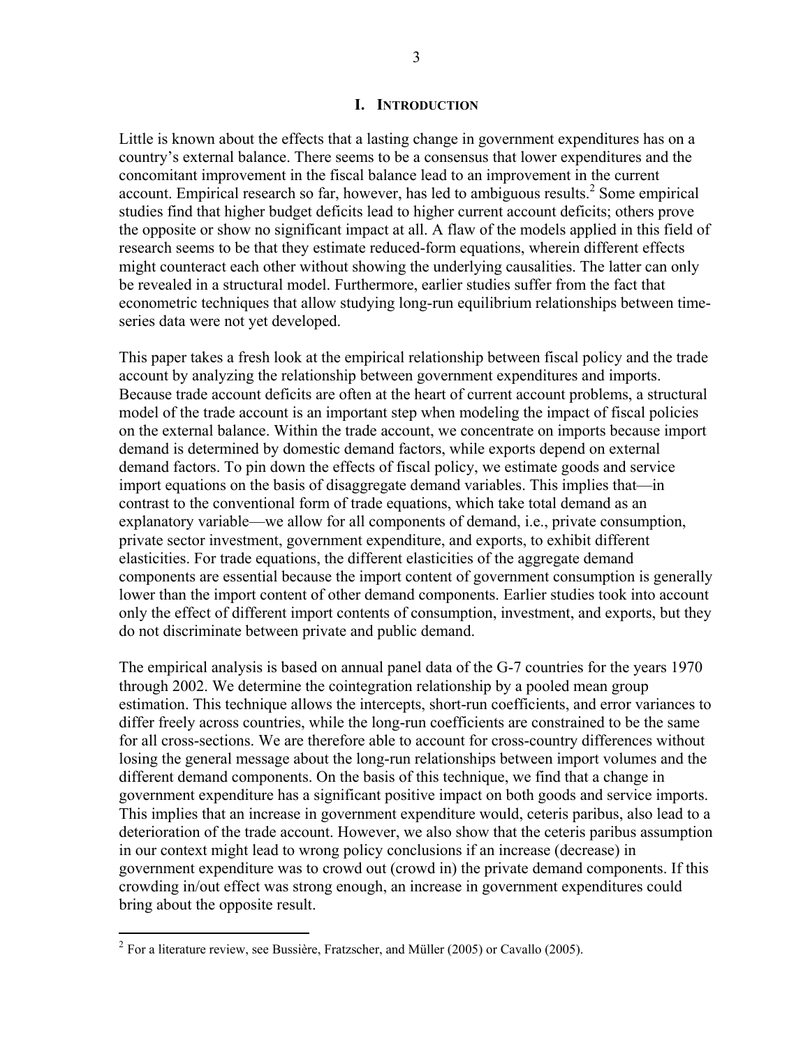## I. INTRODUCTION

Little is known about the effects that a lasting change in government expenditures has on a country's external balance. There seems to be a consensus that lower expenditures and the concomitant improvement in the fiscal balance lead to an improvement in the current account. Empirical research so far, however, has led to ambiguous results.[2] Some empirical studies find that higher budget deficits lead to higher current account deficits; others prove the opposite or show no significant impact at all. A flaw of the models applied in this field of research seems to be that they estimate reduced-form equations, wherein different effects might counteract each other without showing the underlying causalities. The latter can only be revealed in a structural model. Furthermore, earlier studies suffer from the fact that econometric techniques that allow studying long-run equilibrium relationships between time-series data were not yet developed.

This paper takes a fresh look at the empirical relationship between fiscal policy and the trade account by analyzing the relationship between government expenditures and imports. Because trade account deficits are often at the heart of current account problems, a structural model of the trade account is an important step when modeling the impact of fiscal policies on the external balance. Within the trade account, we concentrate on imports because import demand is determined by domestic demand factors, while exports depend on external demand factors. To pin down the effects of fiscal policy, we estimate goods and service import equations on the basis of disaggregate demand variables. This implies that—in contrast to the conventional form of trade equations, which take total demand as an explanatory variable—we allow for all components of demand, i.e., private consumption, private sector investment, government expenditure, and exports, to exhibit different elasticities. For trade equations, the different elasticities of the aggregate demand components are essential because the import content of government consumption is generally lower than the import content of other demand components. Earlier studies took into account only the effect of different import contents of consumption, investment, and exports, but they do not discriminate between private and public demand.

The empirical analysis is based on annual panel data of the G-7 countries for the years 1970 through 2002. We determine the cointegration relationship by a pooled mean group estimation. This technique allows the intercepts, short-run coefficients, and error variances to differ freely across countries, while the long-run coefficients are constrained to be the same for all cross-sections. We are therefore able to account for cross-country differences without losing the general message about the long-run relationships between import volumes and the different demand components. On the basis of this technique, we find that a change in government expenditure has a significant positive impact on both goods and service imports. This implies that an increase in government expenditure would, ceteris paribus, also lead to a deterioration of the trade account. However, we also show that the ceteris paribus assumption in our context might lead to wrong policy conclusions if an increase (decrease) in government expenditure was to crowd out (crowd in) the private demand components. If this crowding in/out effect was strong enough, an increase in government expenditures could bring about the opposite result.

[2] For a literature review, see Bussière, Fratzscher, and Müller (2005) or Cavallo (2005).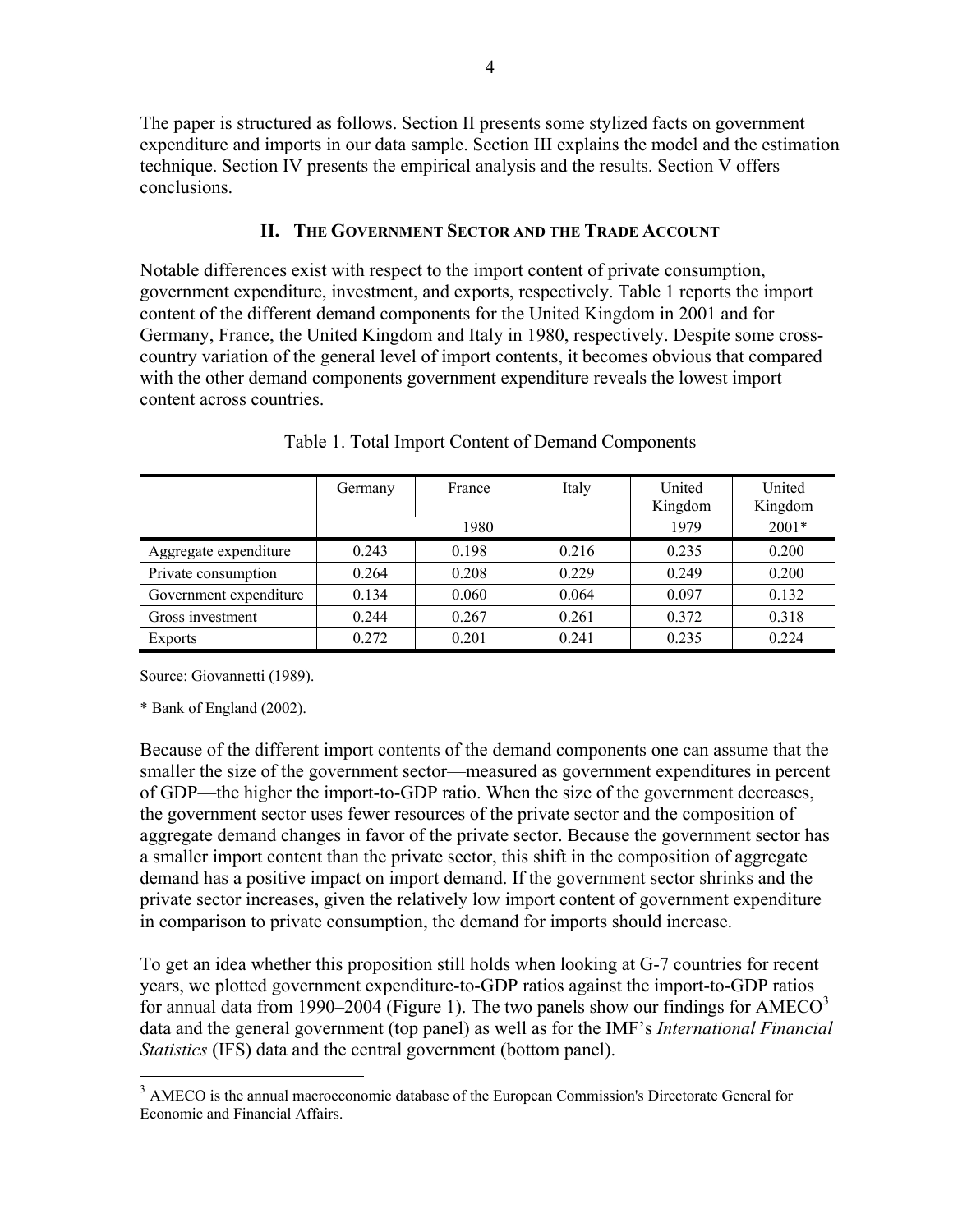The paper is structured as follows. Section II presents some stylized facts on government expenditure and imports in our data sample. Section III explains the model and the estimation technique. Section IV presents the empirical analysis and the results. Section V offers conclusions.

## II. The Government Sector and the Trade Account

Notable differences exist with respect to the import content of private consumption, government expenditure, investment, and exports, respectively. Table 1 reports the import content of the different demand components for the United Kingdom in 2001 and for Germany, France, the United Kingdom and Italy in 1980, respectively. Despite some cross-country variation of the general level of import contents, it becomes obvious that compared with the other demand components government expenditure reveals the lowest import content across countries.

Table 1. Total Import Content of Demand Components

| | Germany | France | Italy | United Kingdom | United Kingdom |
|---|---|---|---|---|---|
| | | 1980 | | 1979 | 2001* |
| Aggregate expenditure | 0.243 | 0.198 | 0.216 | 0.235 | 0.200 |
| Private consumption | 0.264 | 0.208 | 0.229 | 0.249 | 0.200 |
| Government expenditure | 0.134 | 0.060 | 0.064 | 0.097 | 0.132 |
| Gross investment | 0.244 | 0.267 | 0.261 | 0.372 | 0.318 |
| Exports | 0.272 | 0.201 | 0.241 | 0.235 | 0.224 |

Source: Giovannetti (1989).

\* Bank of England (2002).

Because of the different import contents of the demand components one can assume that the smaller the size of the government sector—measured as government expenditures in percent of GDP—the higher the import-to-GDP ratio. When the size of the government decreases, the government sector uses fewer resources of the private sector and the composition of aggregate demand changes in favor of the private sector. Because the government sector has a smaller import content than the private sector, this shift in the composition of aggregate demand has a positive impact on import demand. If the government sector shrinks and the private sector increases, given the relatively low import content of government expenditure in comparison to private consumption, the demand for imports should increase.

To get an idea whether this proposition still holds when looking at G-7 countries for recent years, we plotted government expenditure-to-GDP ratios against the import-to-GDP ratios for annual data from 1990–2004 (Figure 1). The two panels show our findings for AMECO[3] data and the general government (top panel) as well as for the IMF's *International Financial Statistics* (IFS) data and the central government (bottom panel).

[3] AMECO is the annual macroeconomic database of the European Commission's Directorate General for Economic and Financial Affairs.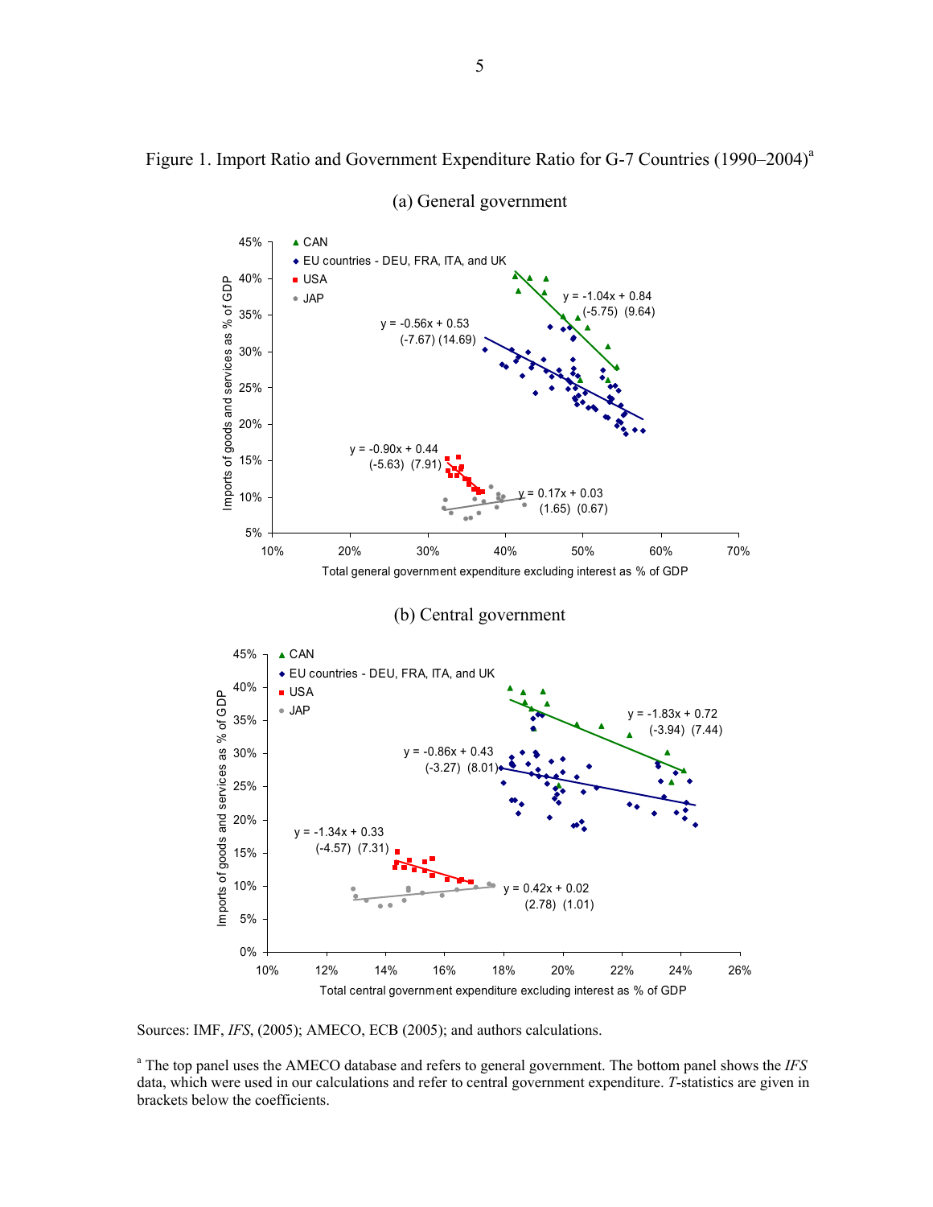Figure 1. Import Ratio and Government Expenditure Ratio for G-7 Countries (1990–2004)[a]

(a) General government

(b) Central government

Sources: IMF, *IFS*, (2005); AMECO, ECB (2005); and authors calculations.

[a] The top panel uses the AMECO database and refers to general government. The bottom panel shows the *IFS* data, which were used in our calculations and refer to central government expenditure. *T*-statistics are given in brackets below the coefficients.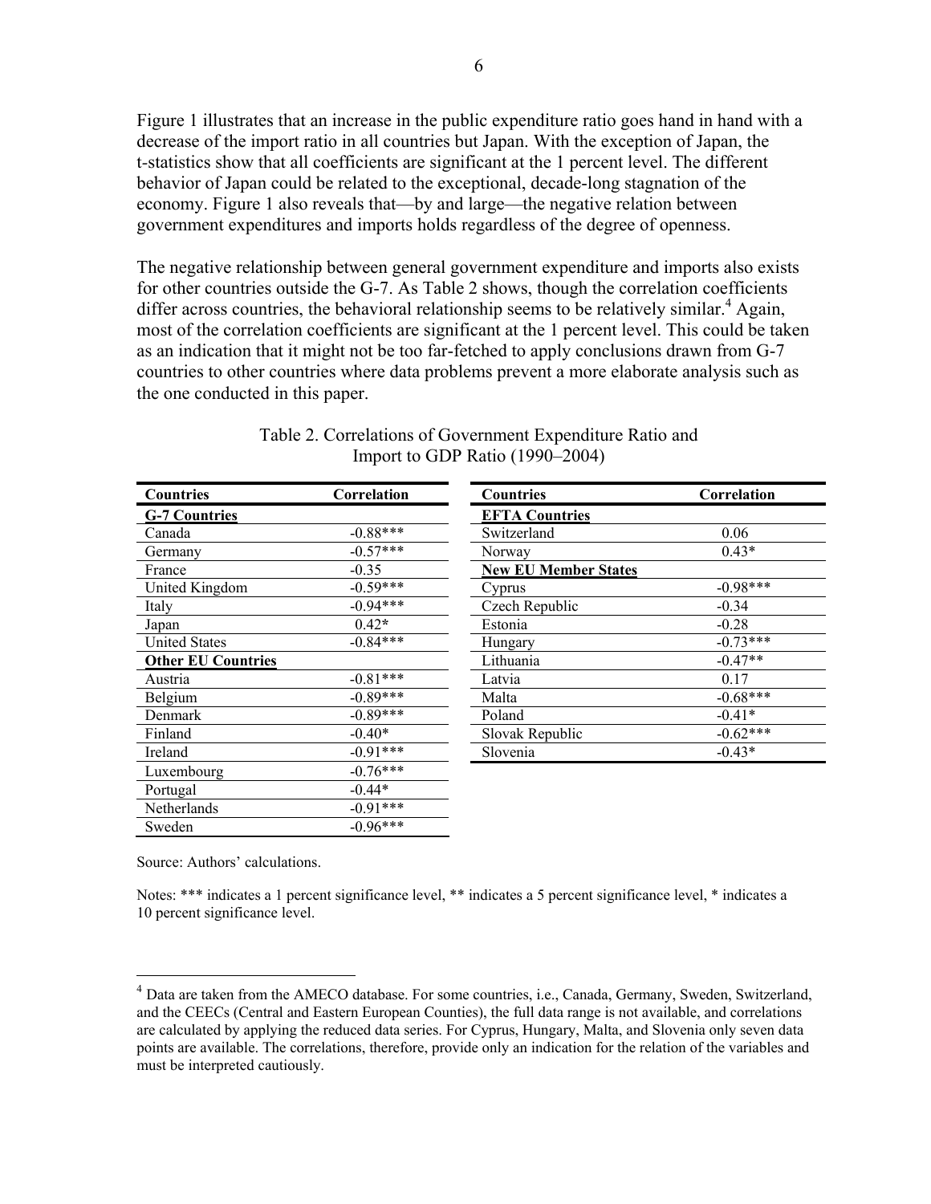Figure 1 illustrates that an increase in the public expenditure ratio goes hand in hand with a decrease of the import ratio in all countries but Japan. With the exception of Japan, the t-statistics show that all coefficients are significant at the 1 percent level. The different behavior of Japan could be related to the exceptional, decade-long stagnation of the economy. Figure 1 also reveals that—by and large—the negative relation between government expenditures and imports holds regardless of the degree of openness.

The negative relationship between general government expenditure and imports also exists for other countries outside the G-7. As Table 2 shows, though the correlation coefficients differ across countries, the behavioral relationship seems to be relatively similar.[4] Again, most of the correlation coefficients are significant at the 1 percent level. This could be taken as an indication that it might not be too far-fetched to apply conclusions drawn from G-7 countries to other countries where data problems prevent a more elaborate analysis such as the one conducted in this paper.

Table 2. Correlations of Government Expenditure Ratio and Import to GDP Ratio (1990–2004)

| Countries | Correlation | Countries | Correlation |
|---|---|---|---|
| **G-7 Countries** | | **EFTA Countries** | |
| Canada | -0.88*** | Switzerland | 0.06 |
| Germany | -0.57*** | Norway | 0.43* |
| France | -0.35 | **New EU Member States** | |
| United Kingdom | -0.59*** | Cyprus | -0.98*** |
| Italy | -0.94*** | Czech Republic | -0.34 |
| Japan | 0.42* | Estonia | -0.28 |
| United States | -0.84*** | Hungary | -0.73*** |
| **Other EU Countries** | | Lithuania | -0.47** |
| Austria | -0.81*** | Latvia | 0.17 |
| Belgium | -0.89*** | Malta | -0.68*** |
| Denmark | -0.89*** | Poland | -0.41* |
| Finland | -0.40* | Slovak Republic | -0.62*** |
| Ireland | -0.91*** | Slovenia | -0.43* |
| Luxembourg | -0.76*** | | |
| Portugal | -0.44* | | |
| Netherlands | -0.91*** | | |
| Sweden | -0.96*** | | |

Source: Authors' calculations.

Notes: *** indicates a 1 percent significance level, ** indicates a 5 percent significance level, * indicates a 10 percent significance level.

[4] Data are taken from the AMECO database. For some countries, i.e., Canada, Germany, Sweden, Switzerland, and the CEECs (Central and Eastern European Counties), the full data range is not available, and correlations are calculated by applying the reduced data series. For Cyprus, Hungary, Malta, and Slovenia only seven data points are available. The correlations, therefore, provide only an indication for the relation of the variables and must be interpreted cautiously.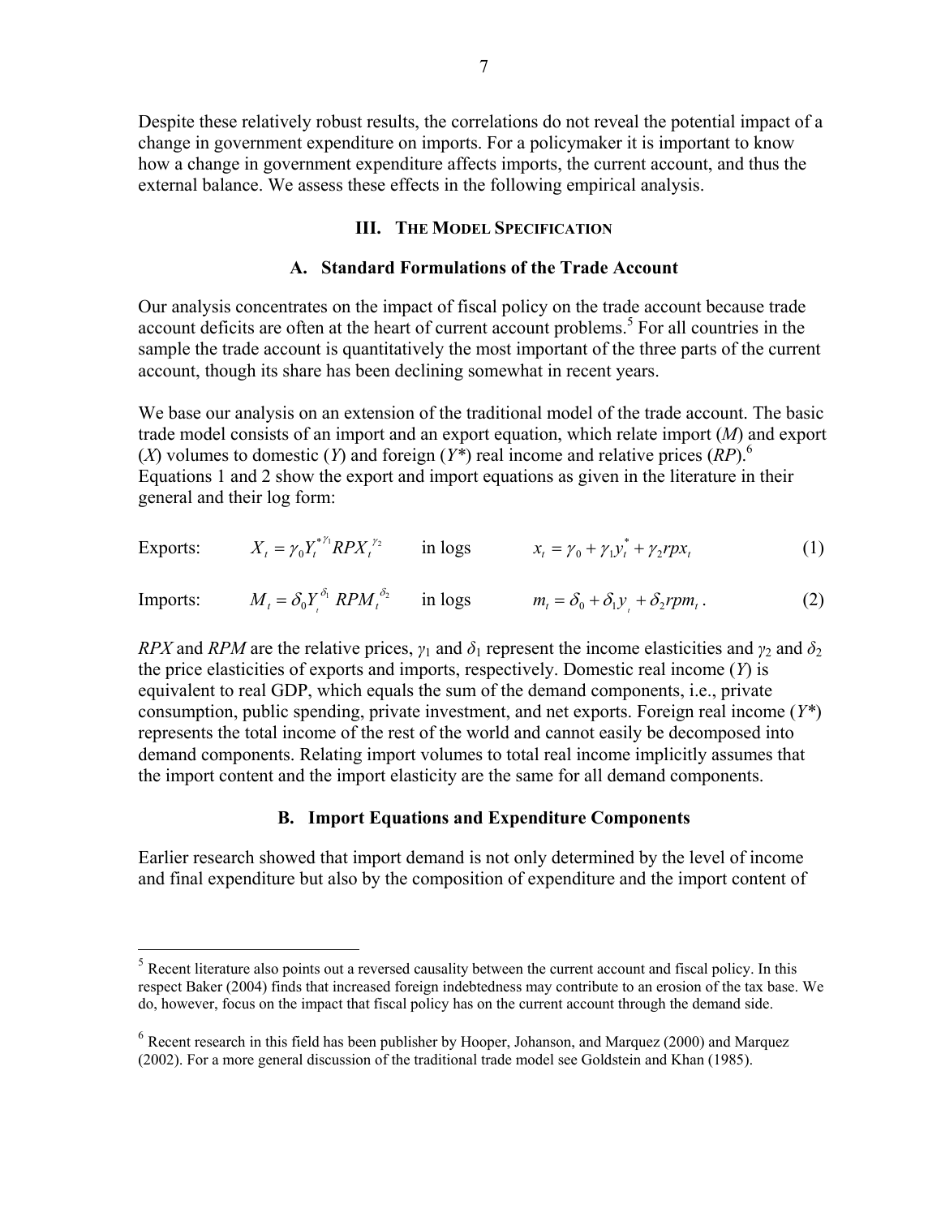Despite these relatively robust results, the correlations do not reveal the potential impact of a change in government expenditure on imports. For a policymaker it is important to know how a change in government expenditure affects imports, the current account, and thus the external balance. We assess these effects in the following empirical analysis.

## III. The Model Specification

### A. Standard Formulations of the Trade Account

Our analysis concentrates on the impact of fiscal policy on the trade account because trade account deficits are often at the heart of current account problems.[5] For all countries in the sample the trade account is quantitatively the most important of the three parts of the current account, though its share has been declining somewhat in recent years.

We base our analysis on an extension of the traditional model of the trade account. The basic trade model consists of an import and an export equation, which relate import ($M$) and export ($X$) volumes to domestic ($Y$) and foreign ($Y^*$) real income and relative prices ($RP$).[6] Equations 1 and 2 show the export and import equations as given in the literature in their general and their log form:

$$\text{Exports:} \qquad X_t = \gamma_0 Y_t^{*\gamma_1} RPX_t^{\gamma_2} \qquad \text{in logs} \qquad x_t = \gamma_0 + \gamma_1 y_t^* + \gamma_2 rpx_t \tag{1}$$

$$\text{Imports:} \qquad M_t = \delta_0 Y_t^{\delta_1} \, RPM_t^{\delta_2} \qquad \text{in logs} \qquad m_t = \delta_0 + \delta_1 y_t + \delta_2 rpm_t . \tag{2}$$

$RPX$ and $RPM$ are the relative prices, $\gamma_1$ and $\delta_1$ represent the income elasticities and $\gamma_2$ and $\delta_2$ the price elasticities of exports and imports, respectively. Domestic real income ($Y$) is equivalent to real GDP, which equals the sum of the demand components, i.e., private consumption, public spending, private investment, and net exports. Foreign real income ($Y^*$) represents the total income of the rest of the world and cannot easily be decomposed into demand components. Relating import volumes to total real income implicitly assumes that the import content and the import elasticity are the same for all demand components.

### B. Import Equations and Expenditure Components

Earlier research showed that import demand is not only determined by the level of income and final expenditure but also by the composition of expenditure and the import content of

---

[5] Recent literature also points out a reversed causality between the current account and fiscal policy. In this respect Baker (2004) finds that increased foreign indebtedness may contribute to an erosion of the tax base. We do, however, focus on the impact that fiscal policy has on the current account through the demand side.

[6] Recent research in this field has been publisher by Hooper, Johanson, and Marquez (2000) and Marquez (2002). For a more general discussion of the traditional trade model see Goldstein and Khan (1985).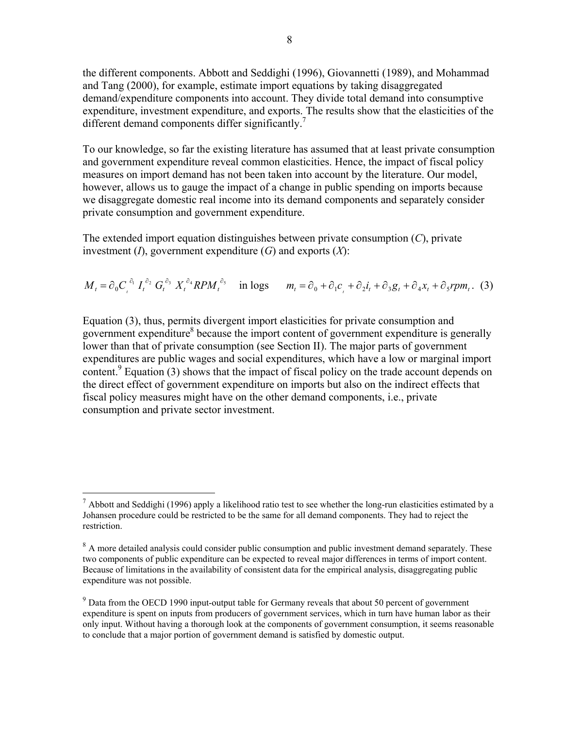the different components. Abbott and Seddighi (1996), Giovannetti (1989), and Mohammad and Tang (2000), for example, estimate import equations by taking disaggregated demand/expenditure components into account. They divide total demand into consumptive expenditure, investment expenditure, and exports. The results show that the elasticities of the different demand components differ significantly.[7]

To our knowledge, so far the existing literature has assumed that at least private consumption and government expenditure reveal common elasticities. Hence, the impact of fiscal policy measures on import demand has not been taken into account by the literature. Our model, however, allows us to gauge the impact of a change in public spending on imports because we disaggregate domestic real income into its demand components and separately consider private consumption and government expenditure.

The extended import equation distinguishes between private consumption (*C*), private investment (*I*), government expenditure (*G*) and exports (*X*):

$$M_t = \partial_0 C_t^{\partial_1} I_t^{\partial_2} G_t^{\partial_3} X_t^{\partial_4} RPM_t^{\partial_5} \quad \text{in logs} \quad m_t = \partial_0 + \partial_1 c_t + \partial_2 i_t + \partial_3 g_t + \partial_4 x_t + \partial_5 rpm_t. \quad (3)$$

Equation (3), thus, permits divergent import elasticities for private consumption and government expenditure[8] because the import content of government expenditure is generally lower than that of private consumption (see Section II). The major parts of government expenditures are public wages and social expenditures, which have a low or marginal import content.[9] Equation (3) shows that the impact of fiscal policy on the trade account depends on the direct effect of government expenditure on imports but also on the indirect effects that fiscal policy measures might have on the other demand components, i.e., private consumption and private sector investment.

---

[7] Abbott and Seddighi (1996) apply a likelihood ratio test to see whether the long-run elasticities estimated by a Johansen procedure could be restricted to be the same for all demand components. They had to reject the restriction.

[8] A more detailed analysis could consider public consumption and public investment demand separately. These two components of public expenditure can be expected to reveal major differences in terms of import content. Because of limitations in the availability of consistent data for the empirical analysis, disaggregating public expenditure was not possible.

[9] Data from the OECD 1990 input-output table for Germany reveals that about 50 percent of government expenditure is spent on inputs from producers of government services, which in turn have human labor as their only input. Without having a thorough look at the components of government consumption, it seems reasonable to conclude that a major portion of government demand is satisfied by domestic output.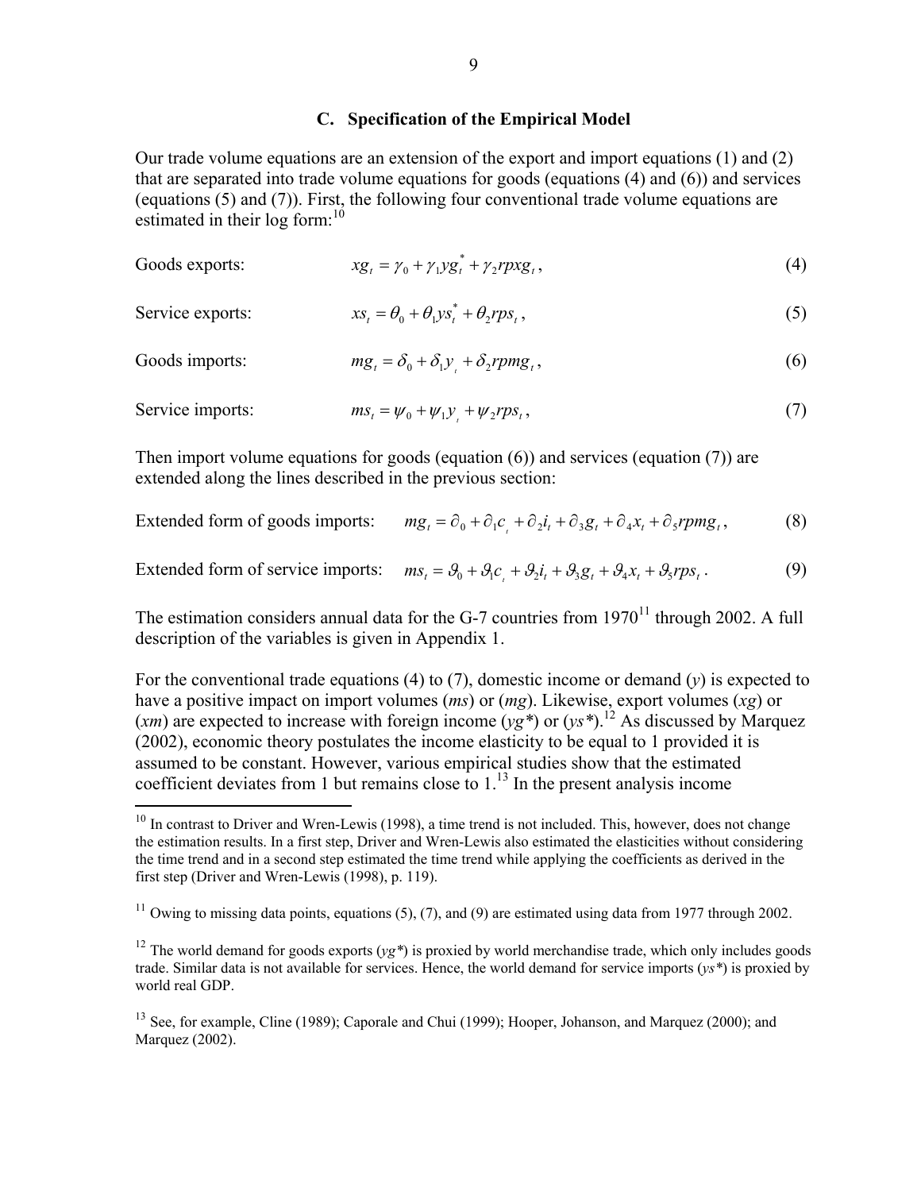### C. Specification of the Empirical Model

Our trade volume equations are an extension of the export and import equations (1) and (2) that are separated into trade volume equations for goods (equations (4) and (6)) and services (equations (5) and (7)). First, the following four conventional trade volume equations are estimated in their log form:[10]

Goods exports:
$$xg_t = \gamma_0 + \gamma_1 yg_t^* + \gamma_2 rpxg_t, \tag{4}$$

Service exports:
$$xs_t = \theta_0 + \theta_1 ys_t^* + \theta_2 rps_t, \tag{5}$$

Goods imports:
$$mg_t = \delta_0 + \delta_1 y_t + \delta_2 rpmg_t, \tag{6}$$

Service imports:
$$ms_t = \psi_0 + \psi_1 y_t + \psi_2 rps_t, \tag{7}$$

Then import volume equations for goods (equation (6)) and services (equation (7)) are extended along the lines described in the previous section:

Extended form of goods imports:
$$mg_t = \partial_0 + \partial_1 c_t + \partial_2 i_t + \partial_3 g_t + \partial_4 x_t + \partial_5 rpmg_t, \tag{8}$$

Extended form of service imports:
$$ms_t = \vartheta_0 + \vartheta_1 c_t + \vartheta_2 i_t + \vartheta_3 g_t + \vartheta_4 x_t + \vartheta_5 rps_t. \tag{9}$$

The estimation considers annual data for the G-7 countries from 1970[11] through 2002. A full description of the variables is given in Appendix 1.

For the conventional trade equations (4) to (7), domestic income or demand ($y$) is expected to have a positive impact on import volumes ($ms$) or ($mg$). Likewise, export volumes ($xg$) or ($xm$) are expected to increase with foreign income ($yg^*$) or ($ys^*$).[12] As discussed by Marquez (2002), economic theory postulates the income elasticity to be equal to 1 provided it is assumed to be constant. However, various empirical studies show that the estimated coefficient deviates from 1 but remains close to 1.[13] In the present analysis income

---

[10] In contrast to Driver and Wren-Lewis (1998), a time trend is not included. This, however, does not change the estimation results. In a first step, Driver and Wren-Lewis also estimated the elasticities without considering the time trend and in a second step estimated the time trend while applying the coefficients as derived in the first step (Driver and Wren-Lewis (1998), p. 119).

[11] Owing to missing data points, equations (5), (7), and (9) are estimated using data from 1977 through 2002.

[12] The world demand for goods exports ($yg^*$) is proxied by world merchandise trade, which only includes goods trade. Similar data is not available for services. Hence, the world demand for service imports ($ys^*$) is proxied by world real GDP.

[13] See, for example, Cline (1989); Caporale and Chui (1999); Hooper, Johanson, and Marquez (2000); and Marquez (2002).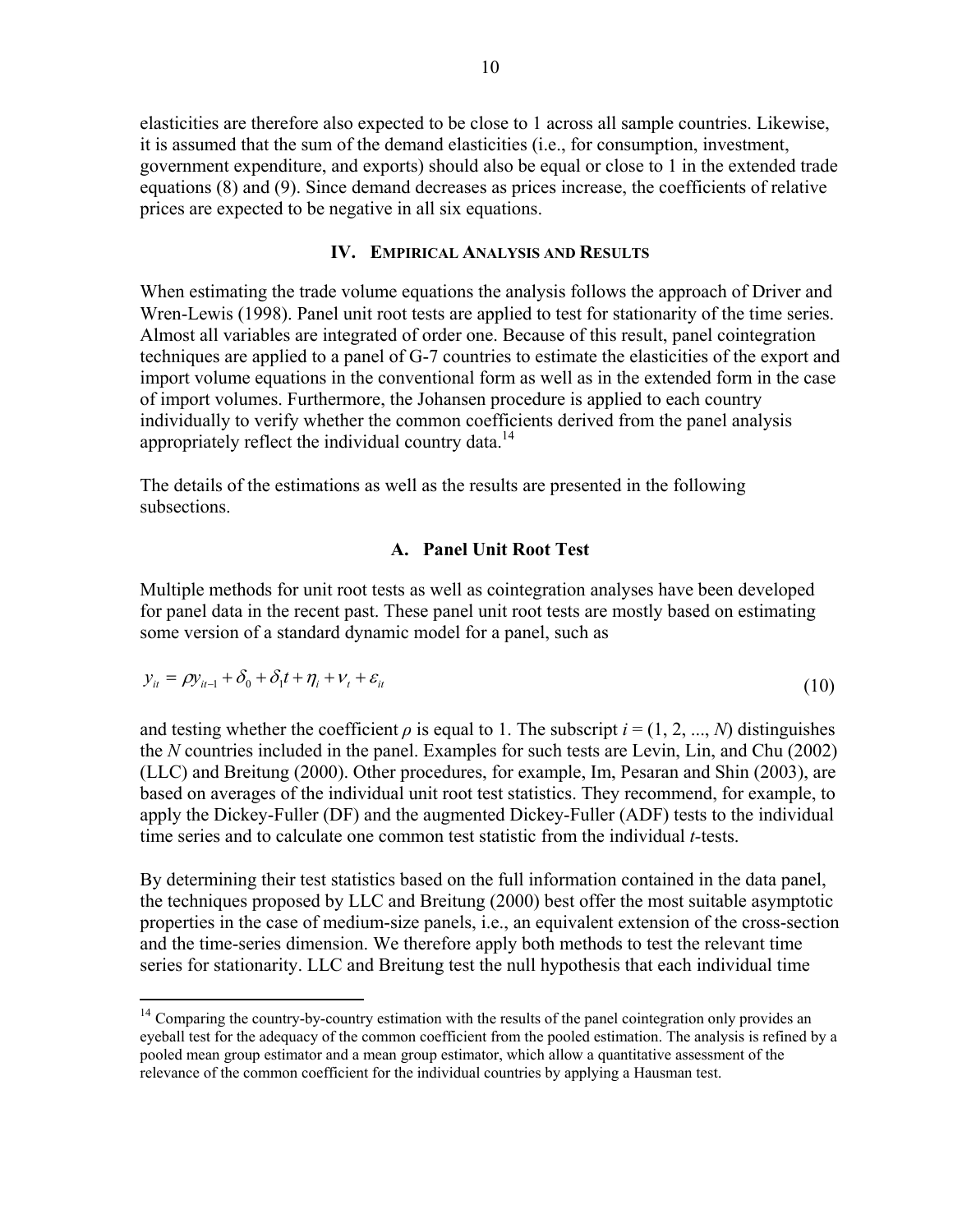elasticities are therefore also expected to be close to 1 across all sample countries. Likewise, it is assumed that the sum of the demand elasticities (i.e., for consumption, investment, government expenditure, and exports) should also be equal or close to 1 in the extended trade equations (8) and (9). Since demand decreases as prices increase, the coefficients of relative prices are expected to be negative in all six equations.

## IV. Empirical Analysis and Results

When estimating the trade volume equations the analysis follows the approach of Driver and Wren-Lewis (1998). Panel unit root tests are applied to test for stationarity of the time series. Almost all variables are integrated of order one. Because of this result, panel cointegration techniques are applied to a panel of G-7 countries to estimate the elasticities of the export and import volume equations in the conventional form as well as in the extended form in the case of import volumes. Furthermore, the Johansen procedure is applied to each country individually to verify whether the common coefficients derived from the panel analysis appropriately reflect the individual country data.[14]

The details of the estimations as well as the results are presented in the following subsections.

### A. Panel Unit Root Test

Multiple methods for unit root tests as well as cointegration analyses have been developed for panel data in the recent past. These panel unit root tests are mostly based on estimating some version of a standard dynamic model for a panel, such as

$$y_{it} = \rho y_{it-1} + \delta_0 + \delta_1 t + \eta_i + \nu_t + \varepsilon_{it} \tag{10}$$

and testing whether the coefficient $\rho$ is equal to 1. The subscript $i = (1, 2, ..., N)$ distinguishes the $N$ countries included in the panel. Examples for such tests are Levin, Lin, and Chu (2002) (LLC) and Breitung (2000). Other procedures, for example, Im, Pesaran and Shin (2003), are based on averages of the individual unit root test statistics. They recommend, for example, to apply the Dickey-Fuller (DF) and the augmented Dickey-Fuller (ADF) tests to the individual time series and to calculate one common test statistic from the individual $t$-tests.

By determining their test statistics based on the full information contained in the data panel, the techniques proposed by LLC and Breitung (2000) best offer the most suitable asymptotic properties in the case of medium-size panels, i.e., an equivalent extension of the cross-section and the time-series dimension. We therefore apply both methods to test the relevant time series for stationarity. LLC and Breitung test the null hypothesis that each individual time

---

[14] Comparing the country-by-country estimation with the results of the panel cointegration only provides an eyeball test for the adequacy of the common coefficient from the pooled estimation. The analysis is refined by a pooled mean group estimator and a mean group estimator, which allow a quantitative assessment of the relevance of the common coefficient for the individual countries by applying a Hausman test.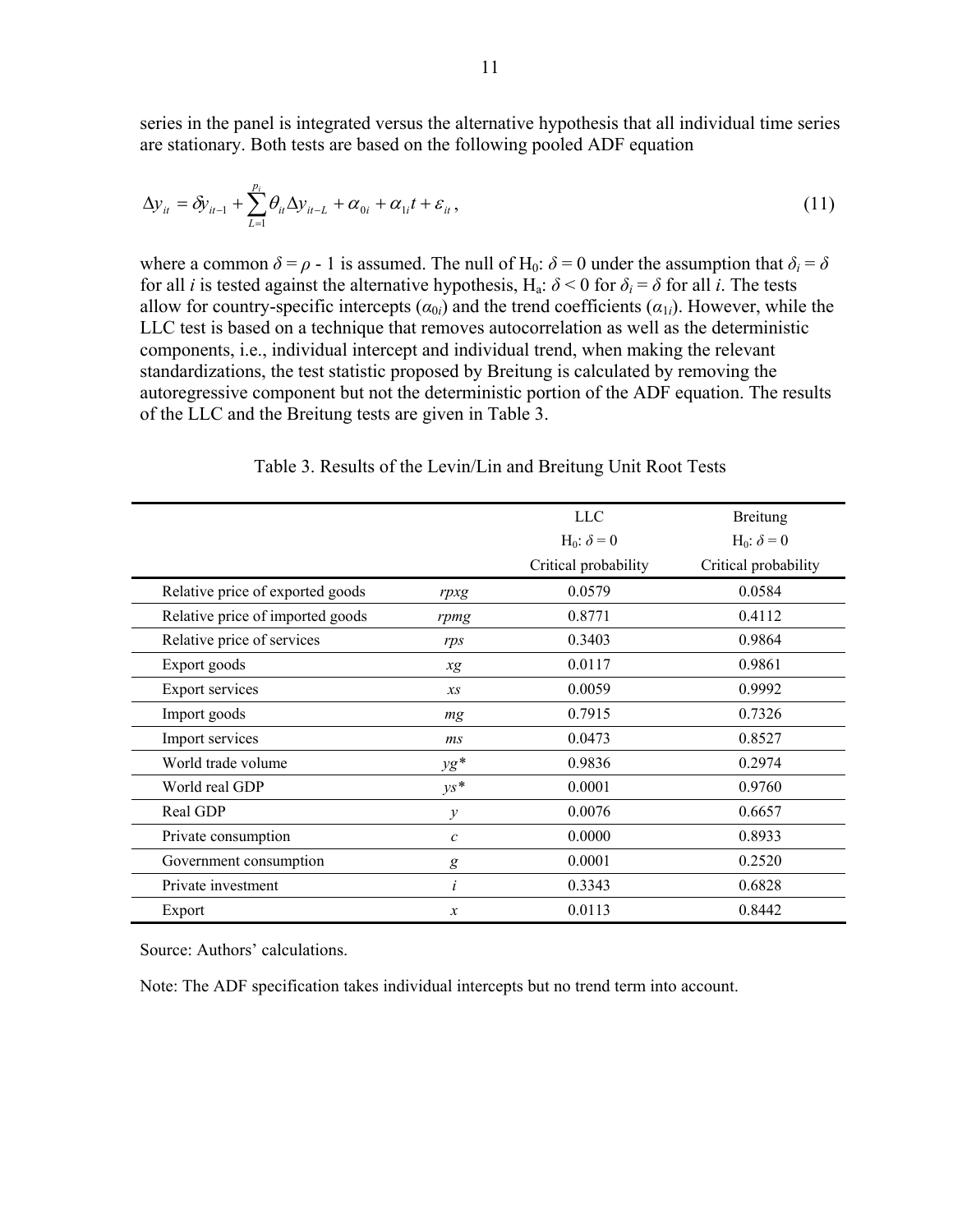series in the panel is integrated versus the alternative hypothesis that all individual time series are stationary. Both tests are based on the following pooled ADF equation

$$\Delta y_{it} = \delta y_{it-1} + \sum_{L=1}^{p_i} \theta_{it} \Delta y_{it-L} + \alpha_{0i} + \alpha_{1i} t + \varepsilon_{it}\,, \tag{11}$$

where a common $\delta = \rho - 1$ is assumed. The null of $H_0$: $\delta = 0$ under the assumption that $\delta_i = \delta$ for all $i$ is tested against the alternative hypothesis, $H_a$: $\delta < 0$ for $\delta_i = \delta$ for all $i$. The tests allow for country-specific intercepts ($\alpha_{0i}$) and the trend coefficients ($\alpha_{1i}$). However, while the LLC test is based on a technique that removes autocorrelation as well as the deterministic components, i.e., individual intercept and individual trend, when making the relevant standardizations, the test statistic proposed by Breitung is calculated by removing the autoregressive component but not the deterministic portion of the ADF equation. The results of the LLC and the Breitung tests are given in Table 3.

Table 3. Results of the Levin/Lin and Breitung Unit Root Tests

| | | LLC<br>$H_0$: $\delta = 0$<br>Critical probability | Breitung<br>$H_0$: $\delta = 0$<br>Critical probability |
|---|---|---|---|
| Relative price of exported goods | *rpxg* | 0.0579 | 0.0584 |
| Relative price of imported goods | *rpmg* | 0.8771 | 0.4112 |
| Relative price of services | *rps* | 0.3403 | 0.9864 |
| Export goods | *xg* | 0.0117 | 0.9861 |
| Export services | *xs* | 0.0059 | 0.9992 |
| Import goods | *mg* | 0.7915 | 0.7326 |
| Import services | *ms* | 0.0473 | 0.8527 |
| World trade volume | *yg\** | 0.9836 | 0.2974 |
| World real GDP | *ys\** | 0.0001 | 0.9760 |
| Real GDP | *y* | 0.0076 | 0.6657 |
| Private consumption | *c* | 0.0000 | 0.8933 |
| Government consumption | *g* | 0.0001 | 0.2520 |
| Private investment | *i* | 0.3343 | 0.6828 |
| Export | *x* | 0.0113 | 0.8442 |

Source: Authors' calculations.

Note: The ADF specification takes individual intercepts but no trend term into account.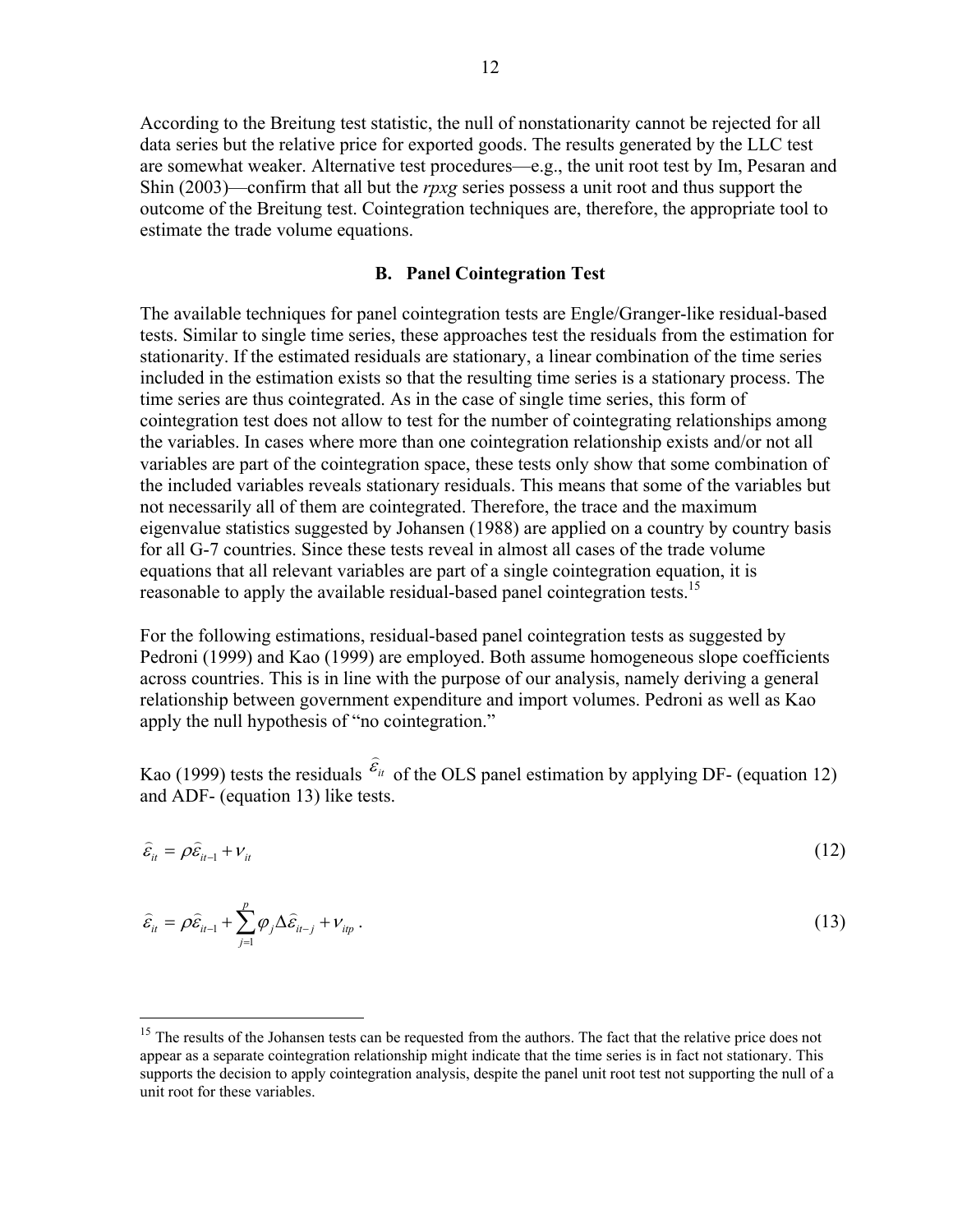According to the Breitung test statistic, the null of nonstationarity cannot be rejected for all data series but the relative price for exported goods. The results generated by the LLC test are somewhat weaker. Alternative test procedures—e.g., the unit root test by Im, Pesaran and Shin (2003)—confirm that all but the *rpxg* series possess a unit root and thus support the outcome of the Breitung test. Cointegration techniques are, therefore, the appropriate tool to estimate the trade volume equations.

### B. Panel Cointegration Test

The available techniques for panel cointegration tests are Engle/Granger-like residual-based tests. Similar to single time series, these approaches test the residuals from the estimation for stationarity. If the estimated residuals are stationary, a linear combination of the time series included in the estimation exists so that the resulting time series is a stationary process. The time series are thus cointegrated. As in the case of single time series, this form of cointegration test does not allow to test for the number of cointegrating relationships among the variables. In cases where more than one cointegration relationship exists and/or not all variables are part of the cointegration space, these tests only show that some combination of the included variables reveals stationary residuals. This means that some of the variables but not necessarily all of them are cointegrated. Therefore, the trace and the maximum eigenvalue statistics suggested by Johansen (1988) are applied on a country by country basis for all G-7 countries. Since these tests reveal in almost all cases of the trade volume equations that all relevant variables are part of a single cointegration equation, it is reasonable to apply the available residual-based panel cointegration tests.[15]

For the following estimations, residual-based panel cointegration tests as suggested by Pedroni (1999) and Kao (1999) are employed. Both assume homogeneous slope coefficients across countries. This is in line with the purpose of our analysis, namely deriving a general relationship between government expenditure and import volumes. Pedroni as well as Kao apply the null hypothesis of "no cointegration."

Kao (1999) tests the residuals $\hat{\varepsilon}_{it}$ of the OLS panel estimation by applying DF- (equation 12) and ADF- (equation 13) like tests.

$$\hat{\varepsilon}_{it} = \rho \hat{\varepsilon}_{it-1} + \nu_{it} \tag{12}$$

$$\hat{\varepsilon}_{it} = \rho \hat{\varepsilon}_{it-1} + \sum_{j=1}^{p} \varphi_j \Delta \hat{\varepsilon}_{it-j} + \nu_{itp} \,. \tag{13}$$

[15] The results of the Johansen tests can be requested from the authors. The fact that the relative price does not appear as a separate cointegration relationship might indicate that the time series is in fact not stationary. This supports the decision to apply cointegration analysis, despite the panel unit root test not supporting the null of a unit root for these variables.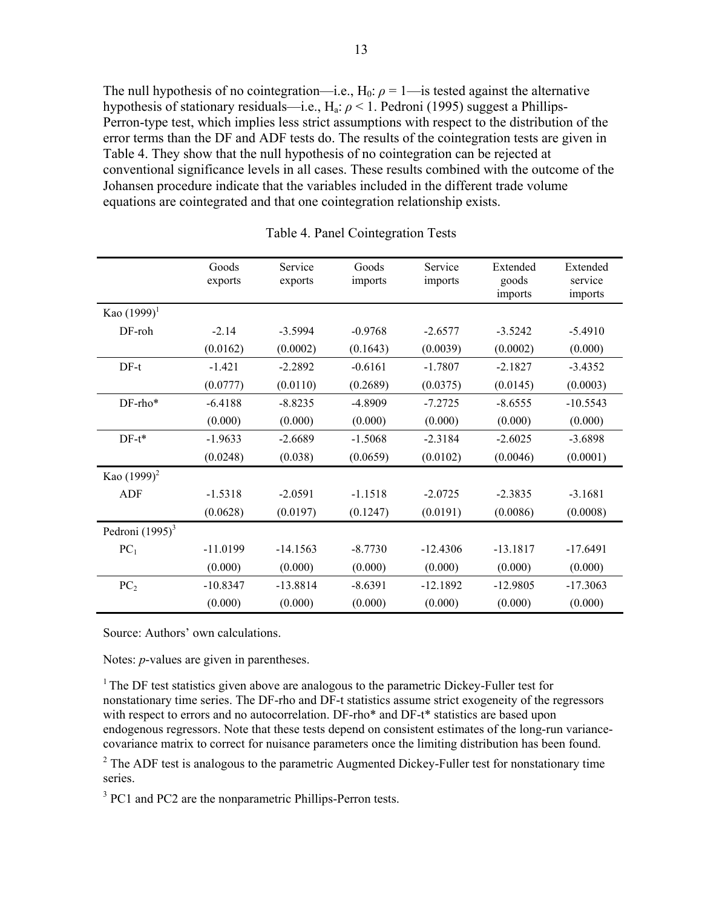The null hypothesis of no cointegration—i.e., $H_0$: $\rho = 1$—is tested against the alternative hypothesis of stationary residuals—i.e., $H_a$: $\rho < 1$. Pedroni (1995) suggest a Phillips-Perron-type test, which implies less strict assumptions with respect to the distribution of the error terms than the DF and ADF tests do. The results of the cointegration tests are given in Table 4. They show that the null hypothesis of no cointegration can be rejected at conventional significance levels in all cases. These results combined with the outcome of the Johansen procedure indicate that the variables included in the different trade volume equations are cointegrated and that one cointegration relationship exists.

Table 4. Panel Cointegration Tests

| | Goods exports | Service exports | Goods imports | Service imports | Extended goods imports | Extended service imports |
|---|---|---|---|---|---|---|
| Kao (1999)[1] | | | | | | |
| DF-roh | -2.14 | -3.5994 | -0.9768 | -2.6577 | -3.5242 | -5.4910 |
| | (0.0162) | (0.0002) | (0.1643) | (0.0039) | (0.0002) | (0.000) |
| DF-t | -1.421 | -2.2892 | -0.6161 | -1.7807 | -2.1827 | -3.4352 |
| | (0.0777) | (0.0110) | (0.2689) | (0.0375) | (0.0145) | (0.0003) |
| DF-rho* | -6.4188 | -8.8235 | -4.8909 | -7.2725 | -8.6555 | -10.5543 |
| | (0.000) | (0.000) | (0.000) | (0.000) | (0.000) | (0.000) |
| DF-t* | -1.9633 | -2.6689 | -1.5068 | -2.3184 | -2.6025 | -3.6898 |
| | (0.0248) | (0.038) | (0.0659) | (0.0102) | (0.0046) | (0.0001) |
| Kao (1999)[2] | | | | | | |
| ADF | -1.5318 | -2.0591 | -1.1518 | -2.0725 | -2.3835 | -3.1681 |
| | (0.0628) | (0.0197) | (0.1247) | (0.0191) | (0.0086) | (0.0008) |
| Pedroni (1995)[3] | | | | | | |
| $PC_1$ | -11.0199 | -14.1563 | -8.7730 | -12.4306 | -13.1817 | -17.6491 |
| | (0.000) | (0.000) | (0.000) | (0.000) | (0.000) | (0.000) |
| $PC_2$ | -10.8347 | -13.8814 | -8.6391 | -12.1892 | -12.9805 | -17.3063 |
| | (0.000) | (0.000) | (0.000) | (0.000) | (0.000) | (0.000) |

Source: Authors' own calculations.

Notes: *p*-values are given in parentheses.

[1] The DF test statistics given above are analogous to the parametric Dickey-Fuller test for nonstationary time series. The DF-rho and DF-t statistics assume strict exogeneity of the regressors with respect to errors and no autocorrelation. DF-rho* and DF-t* statistics are based upon endogenous regressors. Note that these tests depend on consistent estimates of the long-run variance-covariance matrix to correct for nuisance parameters once the limiting distribution has been found.

[2] The ADF test is analogous to the parametric Augmented Dickey-Fuller test for nonstationary time series.

[3] PC1 and PC2 are the nonparametric Phillips-Perron tests.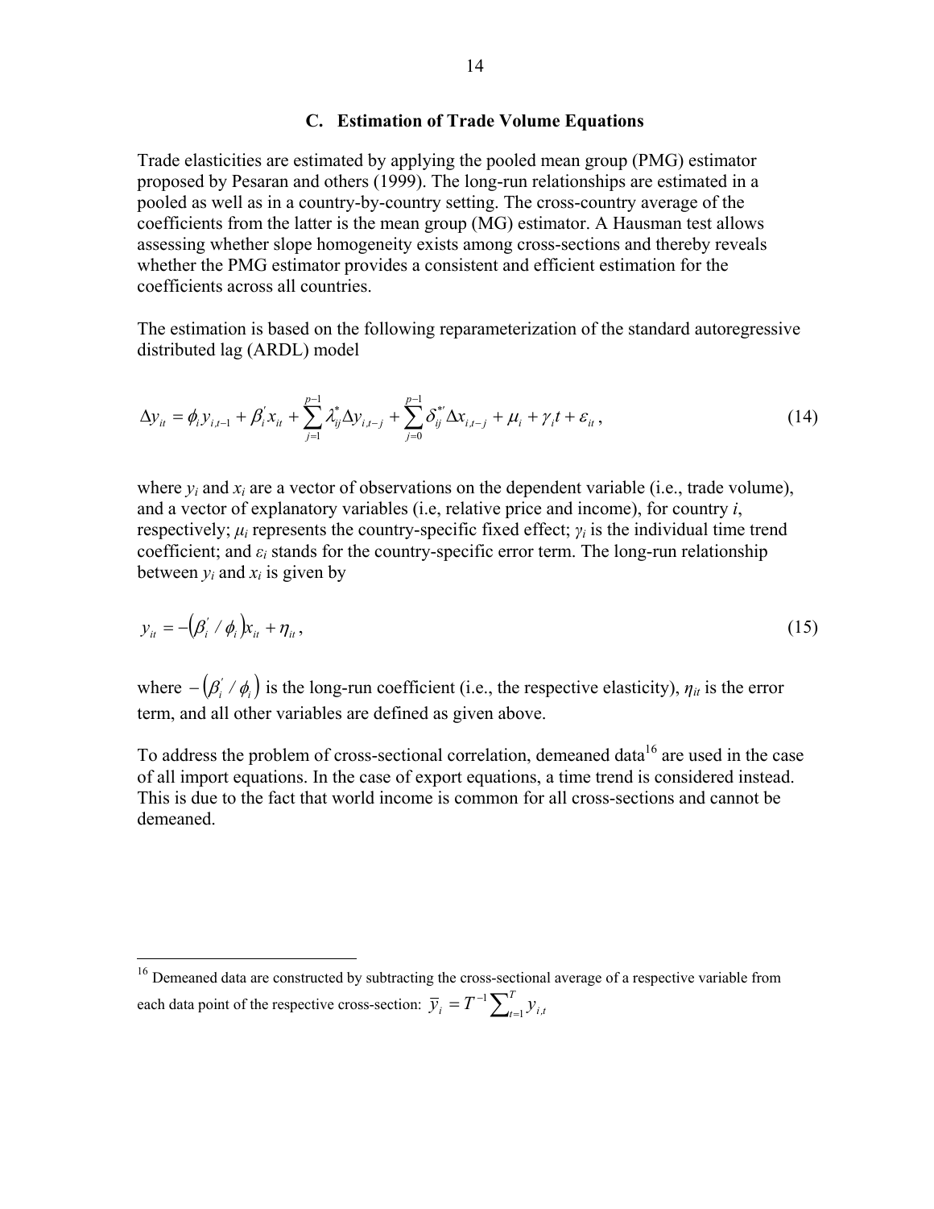### C. Estimation of Trade Volume Equations

Trade elasticities are estimated by applying the pooled mean group (PMG) estimator proposed by Pesaran and others (1999). The long-run relationships are estimated in a pooled as well as in a country-by-country setting. The cross-country average of the coefficients from the latter is the mean group (MG) estimator. A Hausman test allows assessing whether slope homogeneity exists among cross-sections and thereby reveals whether the PMG estimator provides a consistent and efficient estimation for the coefficients across all countries.

The estimation is based on the following reparameterization of the standard autoregressive distributed lag (ARDL) model

$$\Delta y_{it} = \phi_i y_{i,t-1} + \beta_i^{'} x_{it} + \sum_{j=1}^{p-1} \lambda_{ij}^{*} \Delta y_{i,t-j} + \sum_{j=0}^{p-1} \delta_{ij}^{*'} \Delta x_{i,t-j} + \mu_i + \gamma_i t + \varepsilon_{it}, \tag{14}$$

where $y_i$ and $x_i$ are a vector of observations on the dependent variable (i.e., trade volume), and a vector of explanatory variables (i.e, relative price and income), for country $i$, respectively; $\mu_i$ represents the country-specific fixed effect; $\gamma_i$ is the individual time trend coefficient; and $\varepsilon_i$ stands for the country-specific error term. The long-run relationship between $y_i$ and $x_i$ is given by

$$y_{it} = -\left(\beta_i^{'} / \phi_i\right) x_{it} + \eta_{it}, \tag{15}$$

where $-\left(\beta_i^{'} / \phi_i\right)$ is the long-run coefficient (i.e., the respective elasticity), $\eta_{it}$ is the error term, and all other variables are defined as given above.

To address the problem of cross-sectional correlation, demeaned data[16] are used in the case of all import equations. In the case of export equations, a time trend is considered instead. This is due to the fact that world income is common for all cross-sections and cannot be demeaned.

---

[16] Demeaned data are constructed by subtracting the cross-sectional average of a respective variable from each data point of the respective cross-section: $\bar{y}_i = T^{-1} \sum_{t=1}^{T} y_{i,t}$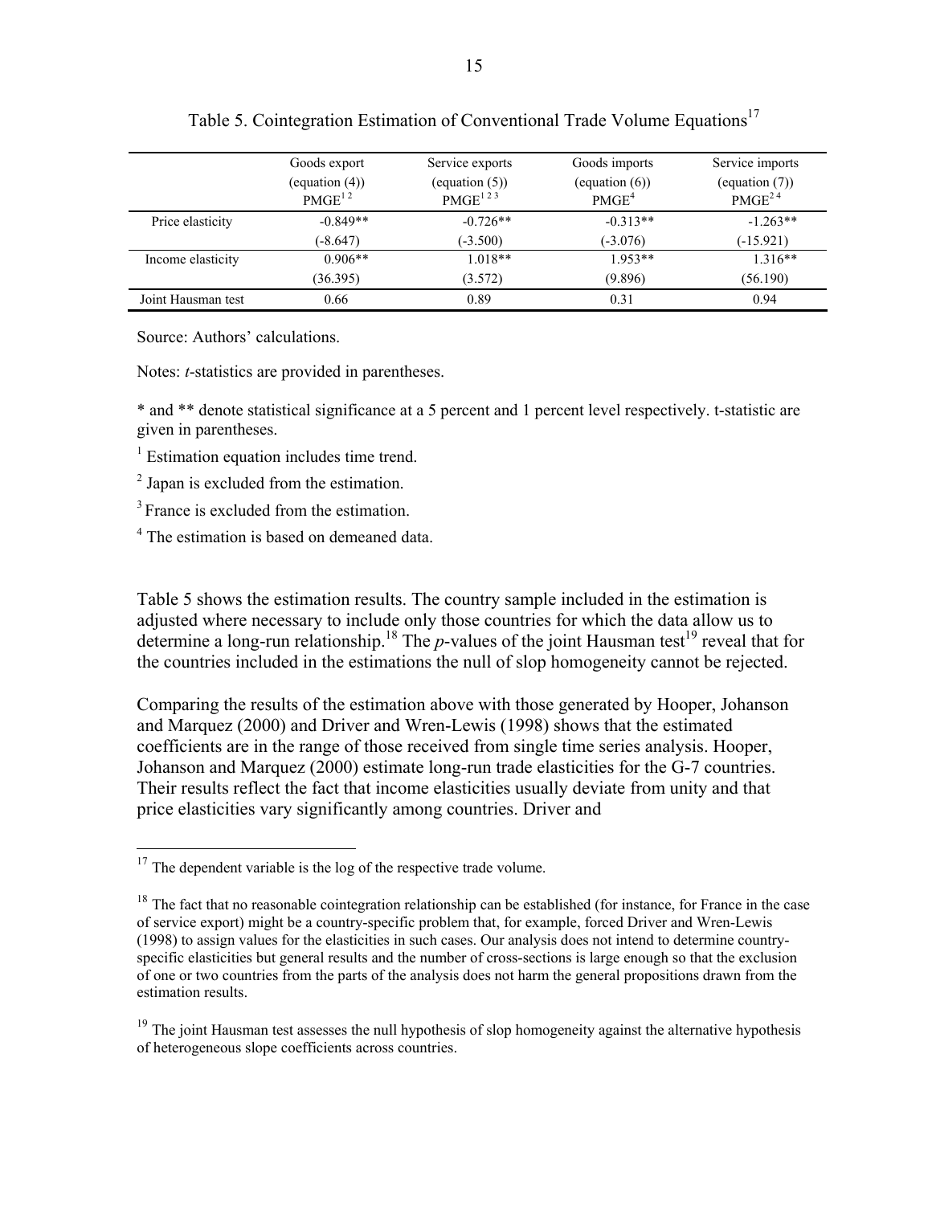Table 5. Cointegration Estimation of Conventional Trade Volume Equations[17]

| | Goods export (equation (4)) PMGE[1 2] | Service exports (equation (5)) PMGE[1 2 3] | Goods imports (equation (6)) PMGE[4] | Service imports (equation (7)) PMGE[2 4] |
|---|---|---|---|---|
| Price elasticity | -0.849** | -0.726** | -0.313** | -1.263** |
| | (-8.647) | (-3.500) | (-3.076) | (-15.921) |
| Income elasticity | 0.906** | 1.018** | 1.953** | 1.316** |
| | (36.395) | (3.572) | (9.896) | (56.190) |
| Joint Hausman test | 0.66 | 0.89 | 0.31 | 0.94 |

Source: Authors' calculations.

Notes: *t*-statistics are provided in parentheses.

* and ** denote statistical significance at a 5 percent and 1 percent level respectively. t-statistic are given in parentheses.

[1] Estimation equation includes time trend.

[2] Japan is excluded from the estimation.

[3] France is excluded from the estimation.

[4] The estimation is based on demeaned data.

Table 5 shows the estimation results. The country sample included in the estimation is adjusted where necessary to include only those countries for which the data allow us to determine a long-run relationship.[18] The *p*-values of the joint Hausman test[19] reveal that for the countries included in the estimations the null of slop homogeneity cannot be rejected.

Comparing the results of the estimation above with those generated by Hooper, Johanson and Marquez (2000) and Driver and Wren-Lewis (1998) shows that the estimated coefficients are in the range of those received from single time series analysis. Hooper, Johanson and Marquez (2000) estimate long-run trade elasticities for the G-7 countries. Their results reflect the fact that income elasticities usually deviate from unity and that price elasticities vary significantly among countries. Driver and

[17] The dependent variable is the log of the respective trade volume.

[18] The fact that no reasonable cointegration relationship can be established (for instance, for France in the case of service export) might be a country-specific problem that, for example, forced Driver and Wren-Lewis (1998) to assign values for the elasticities in such cases. Our analysis does not intend to determine country-specific elasticities but general results and the number of cross-sections is large enough so that the exclusion of one or two countries from the parts of the analysis does not harm the general propositions drawn from the estimation results.

[19] The joint Hausman test assesses the null hypothesis of slop homogeneity against the alternative hypothesis of heterogeneous slope coefficients across countries.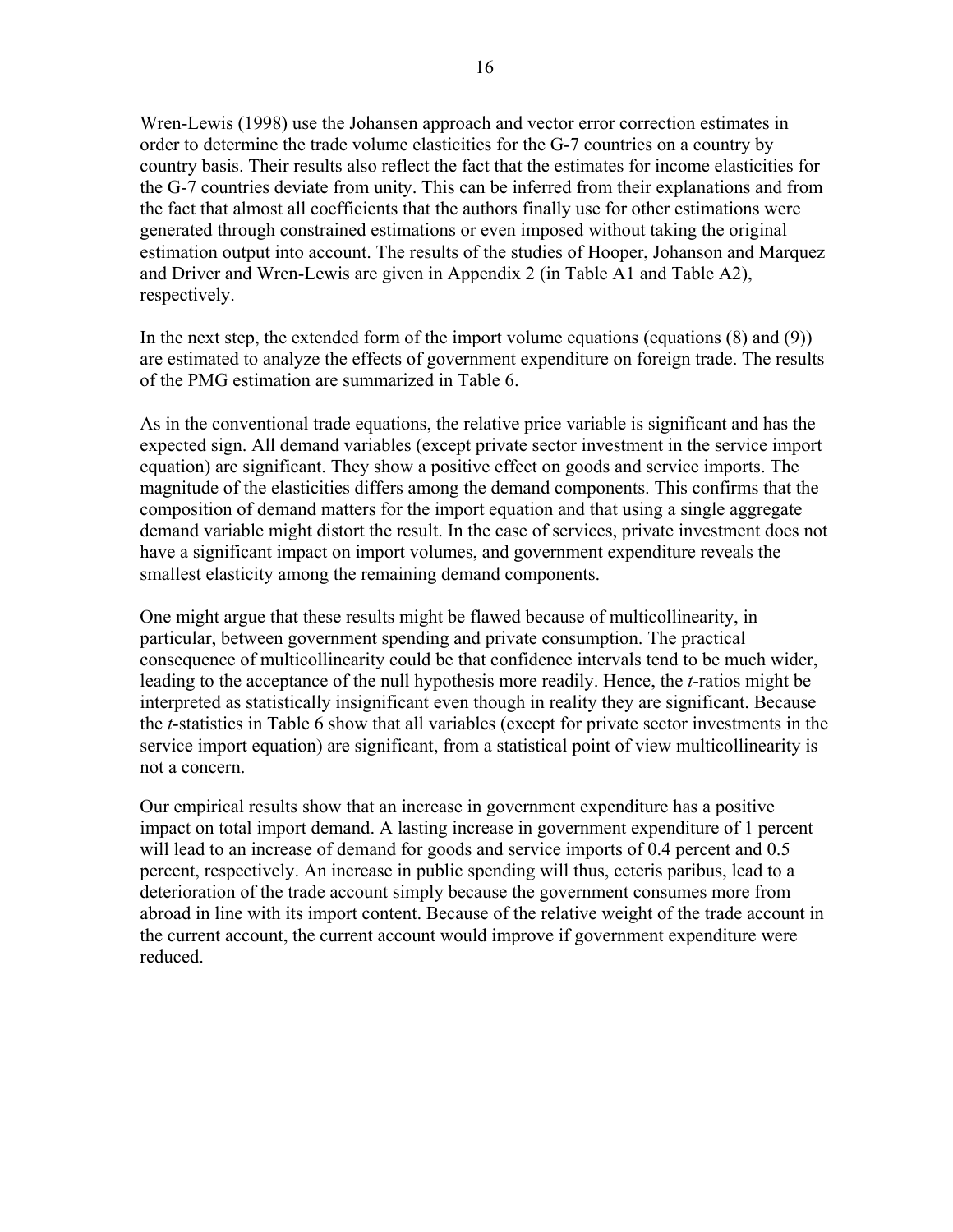Wren-Lewis (1998) use the Johansen approach and vector error correction estimates in order to determine the trade volume elasticities for the G-7 countries on a country by country basis. Their results also reflect the fact that the estimates for income elasticities for the G-7 countries deviate from unity. This can be inferred from their explanations and from the fact that almost all coefficients that the authors finally use for other estimations were generated through constrained estimations or even imposed without taking the original estimation output into account. The results of the studies of Hooper, Johanson and Marquez and Driver and Wren-Lewis are given in Appendix 2 (in Table A1 and Table A2), respectively.

In the next step, the extended form of the import volume equations (equations (8) and (9)) are estimated to analyze the effects of government expenditure on foreign trade. The results of the PMG estimation are summarized in Table 6.

As in the conventional trade equations, the relative price variable is significant and has the expected sign. All demand variables (except private sector investment in the service import equation) are significant. They show a positive effect on goods and service imports. The magnitude of the elasticities differs among the demand components. This confirms that the composition of demand matters for the import equation and that using a single aggregate demand variable might distort the result. In the case of services, private investment does not have a significant impact on import volumes, and government expenditure reveals the smallest elasticity among the remaining demand components.

One might argue that these results might be flawed because of multicollinearity, in particular, between government spending and private consumption. The practical consequence of multicollinearity could be that confidence intervals tend to be much wider, leading to the acceptance of the null hypothesis more readily. Hence, the *t*-ratios might be interpreted as statistically insignificant even though in reality they are significant. Because the *t*-statistics in Table 6 show that all variables (except for private sector investments in the service import equation) are significant, from a statistical point of view multicollinearity is not a concern.

Our empirical results show that an increase in government expenditure has a positive impact on total import demand. A lasting increase in government expenditure of 1 percent will lead to an increase of demand for goods and service imports of 0.4 percent and 0.5 percent, respectively. An increase in public spending will thus, ceteris paribus, lead to a deterioration of the trade account simply because the government consumes more from abroad in line with its import content. Because of the relative weight of the trade account in the current account, the current account would improve if government expenditure were reduced.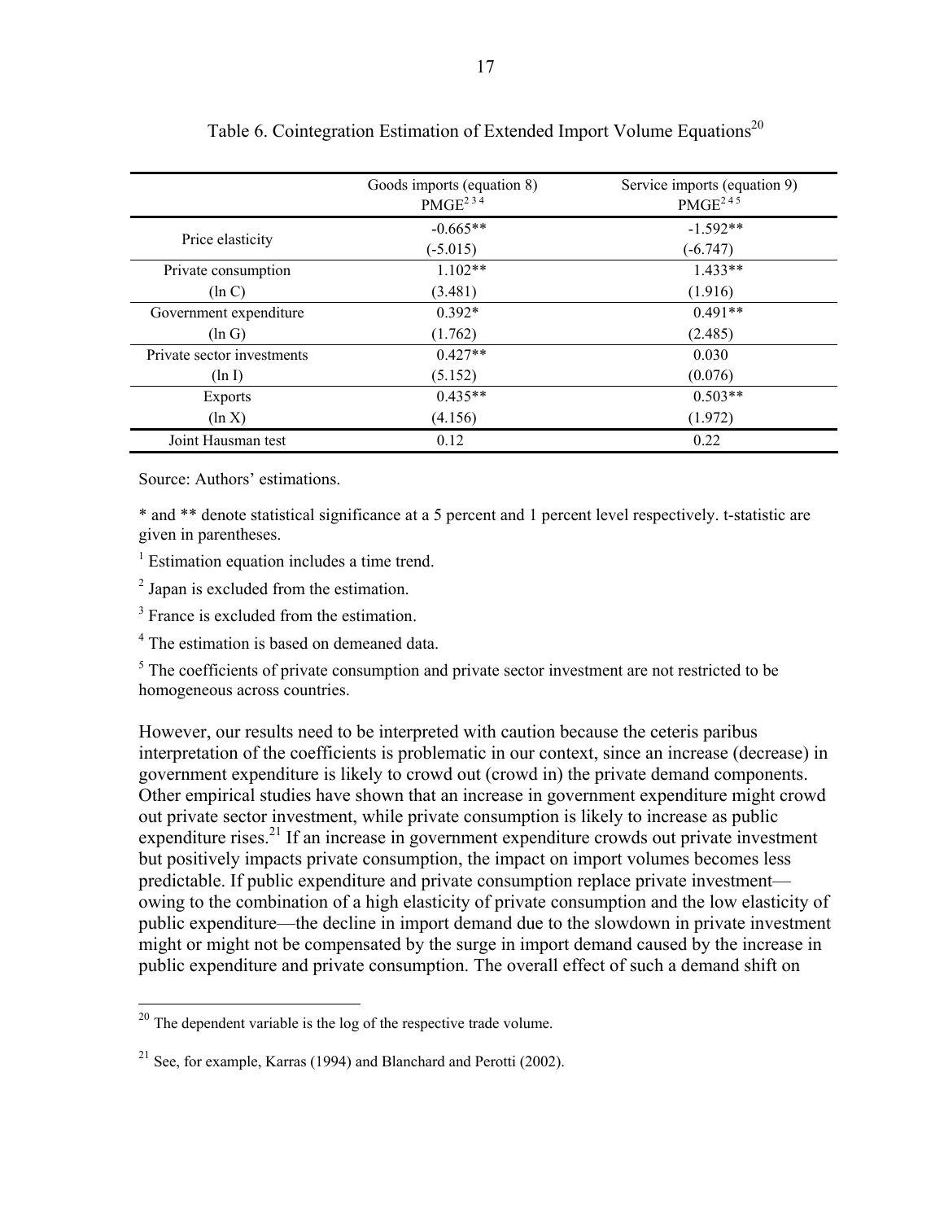Table 6. Cointegration Estimation of Extended Import Volume Equations[20]

| | Goods imports (equation 8) PMGE[2 3 4] | Service imports (equation 9) PMGE[2 4 5] |
|---|---|---|
| Price elasticity | -0.665** | -1.592** |
| | (-5.015) | (-6.747) |
| Private consumption | 1.102** | 1.433** |
| (ln C) | (3.481) | (1.916) |
| Government expenditure | 0.392* | 0.491** |
| (ln G) | (1.762) | (2.485) |
| Private sector investments | 0.427** | 0.030 |
| (ln I) | (5.152) | (0.076) |
| Exports | 0.435** | 0.503** |
| (ln X) | (4.156) | (1.972) |
| Joint Hausman test | 0.12 | 0.22 |

Source: Authors' estimations.

* and ** denote statistical significance at a 5 percent and 1 percent level respectively. t-statistic are given in parentheses.

[1] Estimation equation includes a time trend.

[2] Japan is excluded from the estimation.

[3] France is excluded from the estimation.

[4] The estimation is based on demeaned data.

[5] The coefficients of private consumption and private sector investment are not restricted to be homogeneous across countries.

However, our results need to be interpreted with caution because the ceteris paribus interpretation of the coefficients is problematic in our context, since an increase (decrease) in government expenditure is likely to crowd out (crowd in) the private demand components. Other empirical studies have shown that an increase in government expenditure might crowd out private sector investment, while private consumption is likely to increase as public expenditure rises.[21] If an increase in government expenditure crowds out private investment but positively impacts private consumption, the impact on import volumes becomes less predictable. If public expenditure and private consumption replace private investment—owing to the combination of a high elasticity of private consumption and the low elasticity of public expenditure—the decline in import demand due to the slowdown in private investment might or might not be compensated by the surge in import demand caused by the increase in public expenditure and private consumption. The overall effect of such a demand shift on

[20] The dependent variable is the log of the respective trade volume.

[21] See, for example, Karras (1994) and Blanchard and Perotti (2002).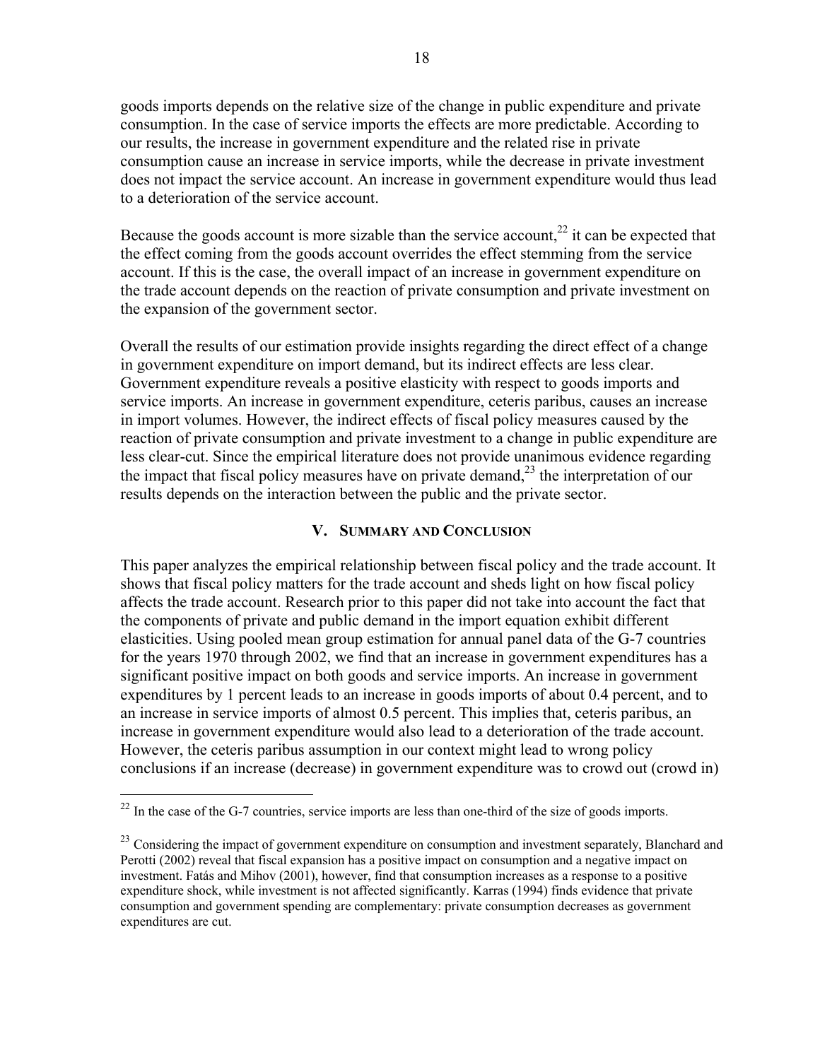goods imports depends on the relative size of the change in public expenditure and private consumption. In the case of service imports the effects are more predictable. According to our results, the increase in government expenditure and the related rise in private consumption cause an increase in service imports, while the decrease in private investment does not impact the service account. An increase in government expenditure would thus lead to a deterioration of the service account.

Because the goods account is more sizable than the service account,[22] it can be expected that the effect coming from the goods account overrides the effect stemming from the service account. If this is the case, the overall impact of an increase in government expenditure on the trade account depends on the reaction of private consumption and private investment on the expansion of the government sector.

Overall the results of our estimation provide insights regarding the direct effect of a change in government expenditure on import demand, but its indirect effects are less clear. Government expenditure reveals a positive elasticity with respect to goods imports and service imports. An increase in government expenditure, ceteris paribus, causes an increase in import volumes. However, the indirect effects of fiscal policy measures caused by the reaction of private consumption and private investment to a change in public expenditure are less clear-cut. Since the empirical literature does not provide unanimous evidence regarding the impact that fiscal policy measures have on private demand,[23] the interpretation of our results depends on the interaction between the public and the private sector.

## V. Summary and Conclusion

This paper analyzes the empirical relationship between fiscal policy and the trade account. It shows that fiscal policy matters for the trade account and sheds light on how fiscal policy affects the trade account. Research prior to this paper did not take into account the fact that the components of private and public demand in the import equation exhibit different elasticities. Using pooled mean group estimation for annual panel data of the G-7 countries for the years 1970 through 2002, we find that an increase in government expenditures has a significant positive impact on both goods and service imports. An increase in government expenditures by 1 percent leads to an increase in goods imports of about 0.4 percent, and to an increase in service imports of almost 0.5 percent. This implies that, ceteris paribus, an increase in government expenditure would also lead to a deterioration of the trade account. However, the ceteris paribus assumption in our context might lead to wrong policy conclusions if an increase (decrease) in government expenditure was to crowd out (crowd in)

---

[22] In the case of the G-7 countries, service imports are less than one-third of the size of goods imports.

[23] Considering the impact of government expenditure on consumption and investment separately, Blanchard and Perotti (2002) reveal that fiscal expansion has a positive impact on consumption and a negative impact on investment. Fatás and Mihov (2001), however, find that consumption increases as a response to a positive expenditure shock, while investment is not affected significantly. Karras (1994) finds evidence that private consumption and government spending are complementary: private consumption decreases as government expenditures are cut.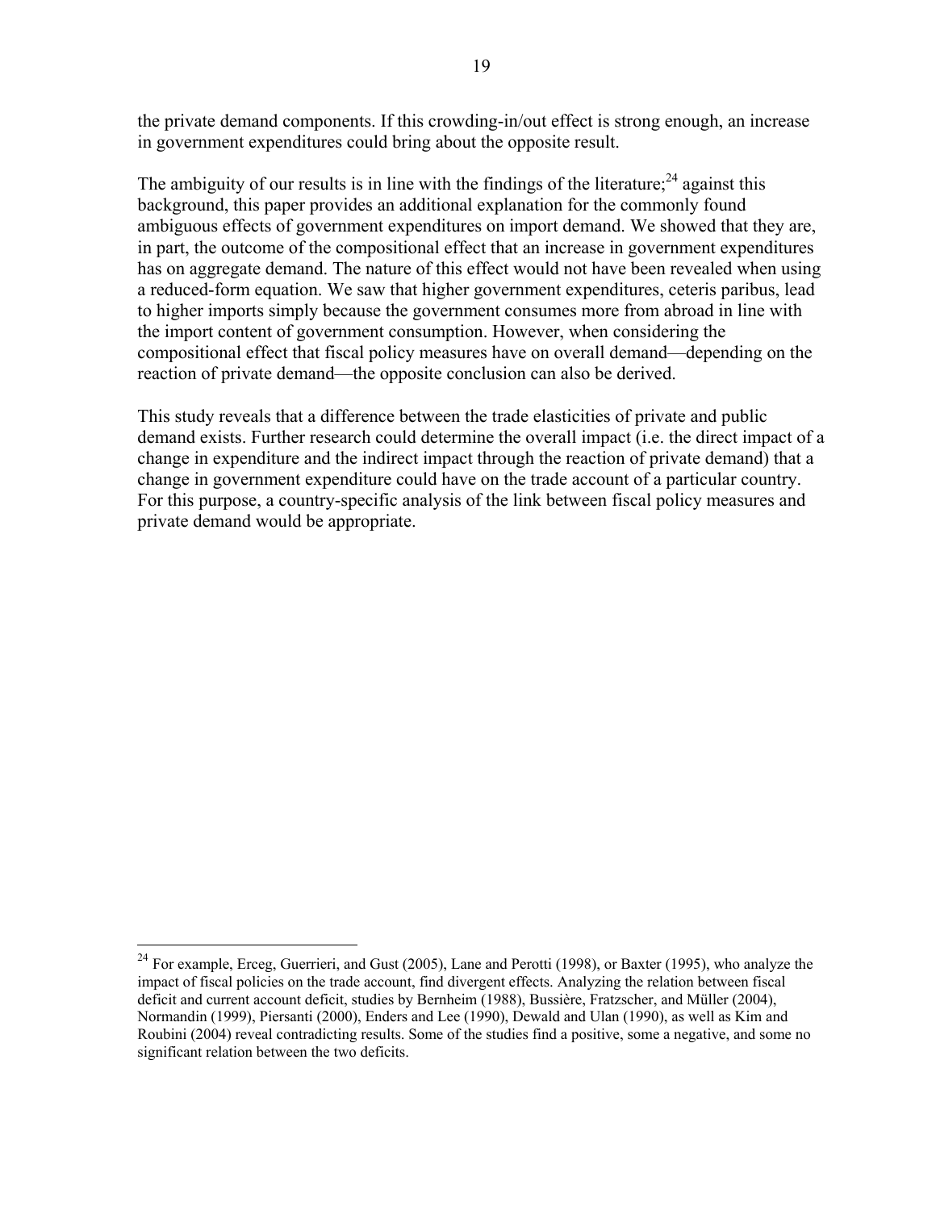the private demand components. If this crowding-in/out effect is strong enough, an increase in government expenditures could bring about the opposite result.

The ambiguity of our results is in line with the findings of the literature;[24] against this background, this paper provides an additional explanation for the commonly found ambiguous effects of government expenditures on import demand. We showed that they are, in part, the outcome of the compositional effect that an increase in government expenditures has on aggregate demand. The nature of this effect would not have been revealed when using a reduced-form equation. We saw that higher government expenditures, ceteris paribus, lead to higher imports simply because the government consumes more from abroad in line with the import content of government consumption. However, when considering the compositional effect that fiscal policy measures have on overall demand—depending on the reaction of private demand—the opposite conclusion can also be derived.

This study reveals that a difference between the trade elasticities of private and public demand exists. Further research could determine the overall impact (i.e. the direct impact of a change in expenditure and the indirect impact through the reaction of private demand) that a change in government expenditure could have on the trade account of a particular country. For this purpose, a country-specific analysis of the link between fiscal policy measures and private demand would be appropriate.

---

[24] For example, Erceg, Guerrieri, and Gust (2005), Lane and Perotti (1998), or Baxter (1995), who analyze the impact of fiscal policies on the trade account, find divergent effects. Analyzing the relation between fiscal deficit and current account deficit, studies by Bernheim (1988), Bussière, Fratzscher, and Müller (2004), Normandin (1999), Piersanti (2000), Enders and Lee (1990), Dewald and Ulan (1990), as well as Kim and Roubini (2004) reveal contradicting results. Some of the studies find a positive, some a negative, and some no significant relation between the two deficits.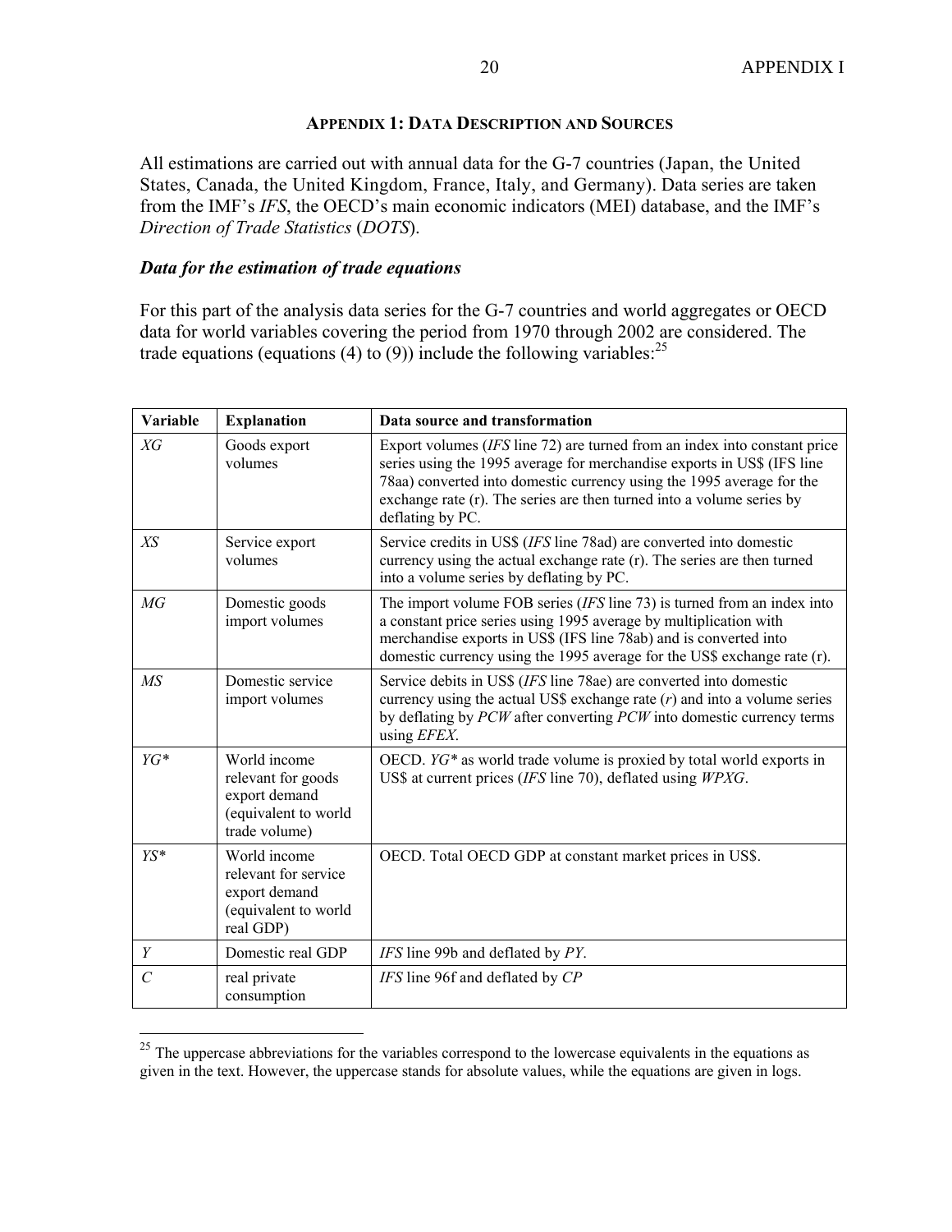## APPENDIX 1: DATA DESCRIPTION AND SOURCES

All estimations are carried out with annual data for the G-7 countries (Japan, the United States, Canada, the United Kingdom, France, Italy, and Germany). Data series are taken from the IMF's *IFS*, the OECD's main economic indicators (MEI) database, and the IMF's *Direction of Trade Statistics* (*DOTS*).

### *Data for the estimation of trade equations*

For this part of the analysis data series for the G-7 countries and world aggregates or OECD data for world variables covering the period from 1970 through 2002 are considered. The trade equations (equations (4) to (9)) include the following variables:[25]

| Variable | Explanation | Data source and transformation |
|---|---|---|
| *XG* | Goods export volumes | Export volumes (*IFS* line 72) are turned from an index into constant price series using the 1995 average for merchandise exports in US$ (IFS line 78aa) converted into domestic currency using the 1995 average for the exchange rate (r). The series are then turned into a volume series by deflating by PC. |
| *XS* | Service export volumes | Service credits in US$ (*IFS* line 78ad) are converted into domestic currency using the actual exchange rate (r). The series are then turned into a volume series by deflating by PC. |
| *MG* | Domestic goods import volumes | The import volume FOB series (*IFS* line 73) is turned from an index into a constant price series using 1995 average by multiplication with merchandise exports in US$ (IFS line 78ab) and is converted into domestic currency using the 1995 average for the US$ exchange rate (r). |
| *MS* | Domestic service import volumes | Service debits in US$ (*IFS* line 78ae) are converted into domestic currency using the actual US$ exchange rate (*r*) and into a volume series by deflating by *PCW* after converting *PCW* into domestic currency terms using *EFEX*. |
| *YG\** | World income relevant for goods export demand (equivalent to world trade volume) | OECD. *YG\** as world trade volume is proxied by total world exports in US$ at current prices (*IFS* line 70), deflated using *WPXG*. |
| *YS\** | World income relevant for service export demand (equivalent to world real GDP) | OECD. Total OECD GDP at constant market prices in US$. |
| *Y* | Domestic real GDP | *IFS* line 99b and deflated by *PY*. |
| *C* | real private consumption | *IFS* line 96f and deflated by *CP* |

[25] The uppercase abbreviations for the variables correspond to the lowercase equivalents in the equations as given in the text. However, the uppercase stands for absolute values, while the equations are given in logs.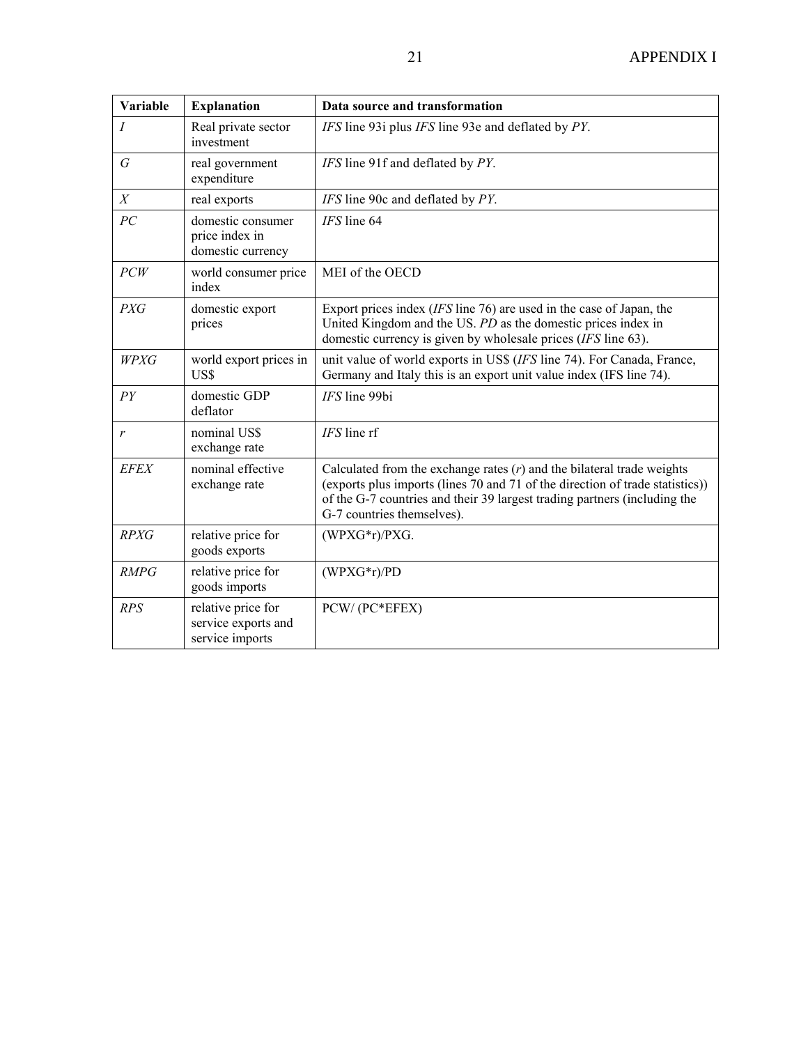| Variable | Explanation | Data source and transformation |
| --- | --- | --- |
| *I* | Real private sector investment | *IFS* line 93i plus *IFS* line 93e and deflated by *PY*. |
| *G* | real government expenditure | *IFS* line 91f and deflated by *PY*. |
| *X* | real exports | *IFS* line 90c and deflated by *PY*. |
| *PC* | domestic consumer price index in domestic currency | *IFS* line 64 |
| *PCW* | world consumer price index | MEI of the OECD |
| *PXG* | domestic export prices | Export prices index (*IFS* line 76) are used in the case of Japan, the United Kingdom and the US. *PD* as the domestic prices index in domestic currency is given by wholesale prices (*IFS* line 63). |
| *WPXG* | world export prices in US$ | unit value of world exports in US$ (*IFS* line 74). For Canada, France, Germany and Italy this is an export unit value index (IFS line 74). |
| *PY* | domestic GDP deflator | *IFS* line 99bi |
| *r* | nominal US$ exchange rate | *IFS* line rf |
| *EFEX* | nominal effective exchange rate | Calculated from the exchange rates (*r*) and the bilateral trade weights (exports plus imports (lines 70 and 71 of the direction of trade statistics)) of the G-7 countries and their 39 largest trading partners (including the G-7 countries themselves). |
| *RPXG* | relative price for goods exports | (WPXG*r)/PXG. |
| *RMPG* | relative price for goods imports | (WPXG*r)/PD |
| *RPS* | relative price for service exports and service imports | PCW/ (PC*EFEX) |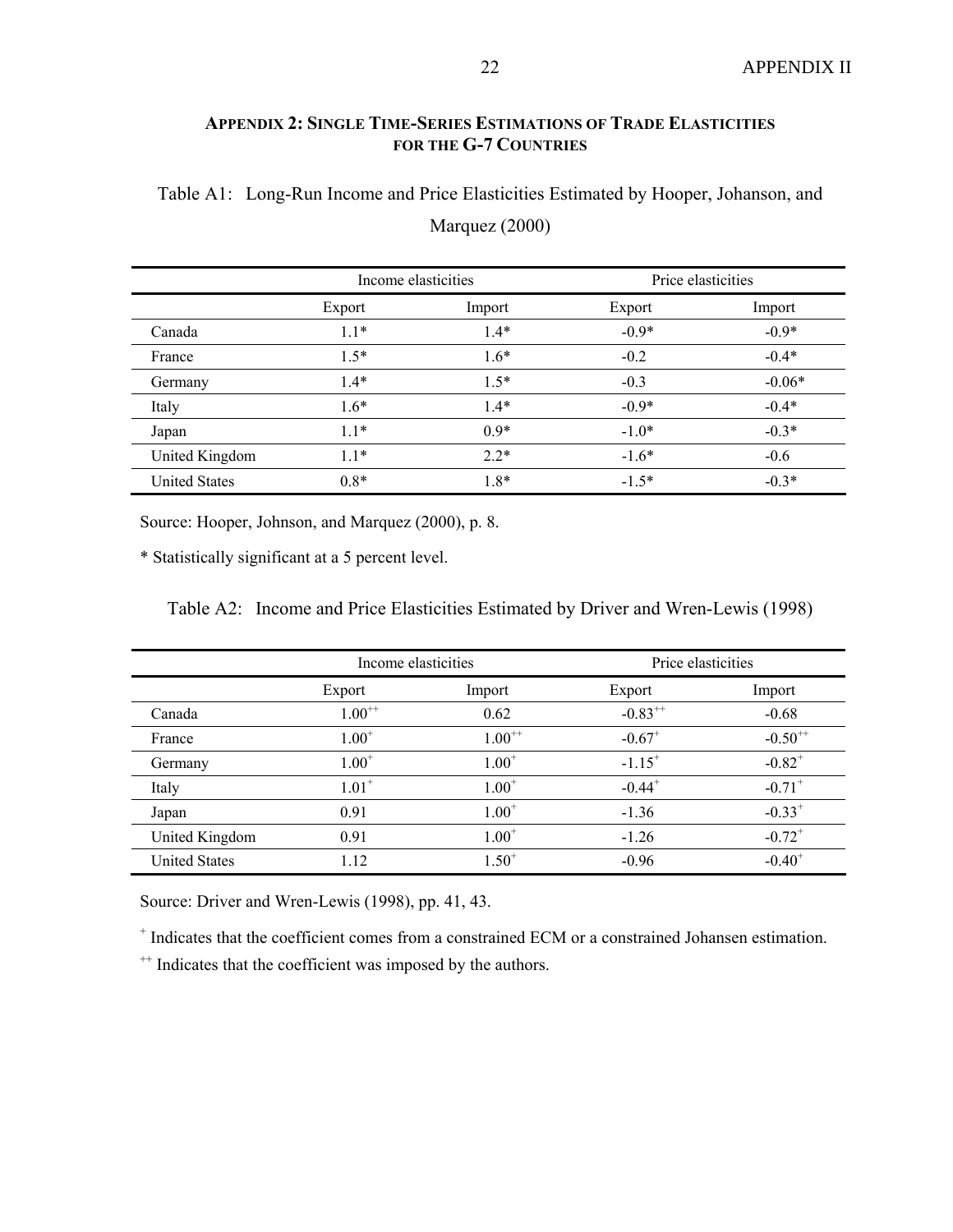## APPENDIX 2: SINGLE TIME-SERIES ESTIMATIONS OF TRADE ELASTICITIES FOR THE G-7 COUNTRIES

Table A1: Long-Run Income and Price Elasticities Estimated by Hooper, Johanson, and Marquez (2000)

| | Income elasticities | | Price elasticities | |
|---|---|---|---|---|
| | Export | Import | Export | Import |
| Canada | 1.1* | 1.4* | -0.9* | -0.9* |
| France | 1.5* | 1.6* | -0.2 | -0.4* |
| Germany | 1.4* | 1.5* | -0.3 | -0.06* |
| Italy | 1.6* | 1.4* | -0.9* | -0.4* |
| Japan | 1.1* | 0.9* | -1.0* | -0.3* |
| United Kingdom | 1.1* | 2.2* | -1.6* | -0.6 |
| United States | 0.8* | 1.8* | -1.5* | -0.3* |

Source: Hooper, Johnson, and Marquez (2000), p. 8.

* Statistically significant at a 5 percent level.

Table A2: Income and Price Elasticities Estimated by Driver and Wren-Lewis (1998)

| | Income elasticities | | Price elasticities | |
|---|---|---|---|---|
| | Export | Import | Export | Import |
| Canada | 1.00++ | 0.62 | -0.83++ | -0.68 |
| France | 1.00+ | 1.00++ | -0.67+ | -0.50++ |
| Germany | 1.00+ | 1.00+ | -1.15+ | -0.82+ |
| Italy | 1.01+ | 1.00+ | -0.44+ | -0.71+ |
| Japan | 0.91 | 1.00+ | -1.36 | -0.33+ |
| United Kingdom | 0.91 | 1.00+ | -1.26 | -0.72+ |
| United States | 1.12 | 1.50+ | -0.96 | -0.40+ |

Source: Driver and Wren-Lewis (1998), pp. 41, 43.

+ Indicates that the coefficient comes from a constrained ECM or a constrained Johansen estimation.

++ Indicates that the coefficient was imposed by the authors.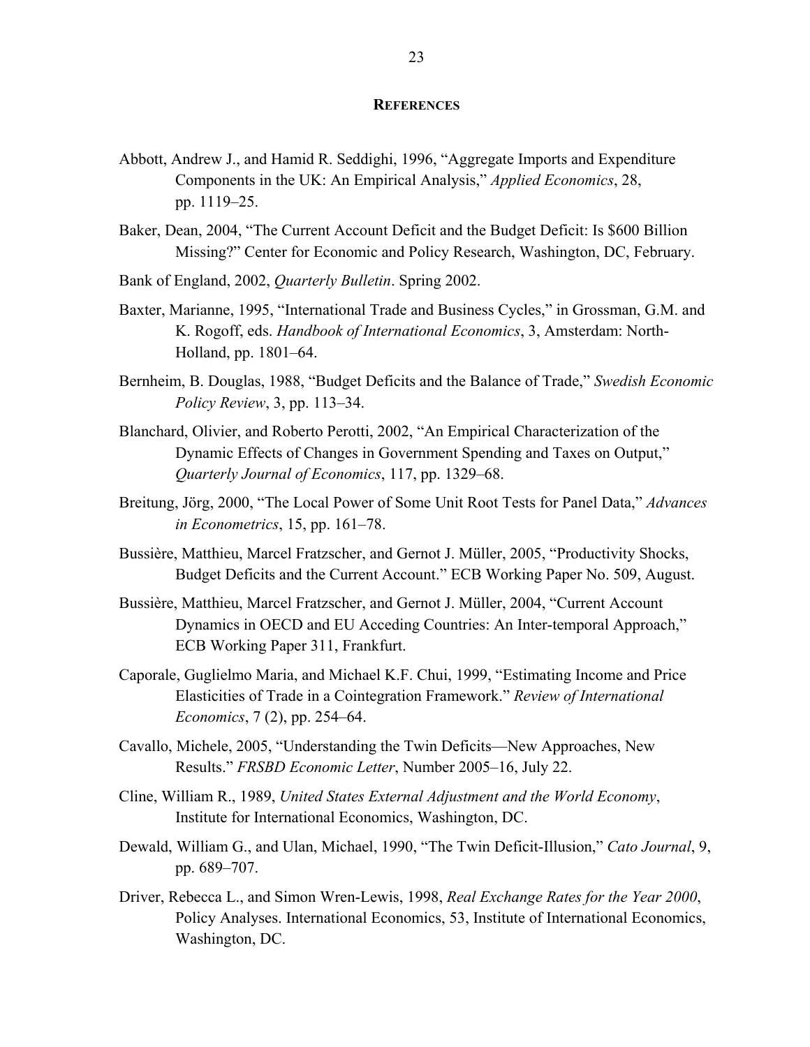## REFERENCES

Abbott, Andrew J., and Hamid R. Seddighi, 1996, "Aggregate Imports and Expenditure Components in the UK: An Empirical Analysis," *Applied Economics*, 28, pp. 1119–25.

Baker, Dean, 2004, "The Current Account Deficit and the Budget Deficit: Is $600 Billion Missing?" Center for Economic and Policy Research, Washington, DC, February.

Bank of England, 2002, *Quarterly Bulletin*. Spring 2002.

Baxter, Marianne, 1995, "International Trade and Business Cycles," in Grossman, G.M. and K. Rogoff, eds. *Handbook of International Economics*, 3, Amsterdam: North-Holland, pp. 1801–64.

Bernheim, B. Douglas, 1988, "Budget Deficits and the Balance of Trade," *Swedish Economic Policy Review*, 3, pp. 113–34.

Blanchard, Olivier, and Roberto Perotti, 2002, "An Empirical Characterization of the Dynamic Effects of Changes in Government Spending and Taxes on Output," *Quarterly Journal of Economics*, 117, pp. 1329–68.

Breitung, Jörg, 2000, "The Local Power of Some Unit Root Tests for Panel Data," *Advances in Econometrics*, 15, pp. 161–78.

Bussière, Matthieu, Marcel Fratzscher, and Gernot J. Müller, 2005, "Productivity Shocks, Budget Deficits and the Current Account." ECB Working Paper No. 509, August.

Bussière, Matthieu, Marcel Fratzscher, and Gernot J. Müller, 2004, "Current Account Dynamics in OECD and EU Acceding Countries: An Inter-temporal Approach," ECB Working Paper 311, Frankfurt.

Caporale, Guglielmo Maria, and Michael K.F. Chui, 1999, "Estimating Income and Price Elasticities of Trade in a Cointegration Framework." *Review of International Economics*, 7 (2), pp. 254–64.

Cavallo, Michele, 2005, "Understanding the Twin Deficits—New Approaches, New Results." *FRSBD Economic Letter*, Number 2005–16, July 22.

Cline, William R., 1989, *United States External Adjustment and the World Economy*, Institute for International Economics, Washington, DC.

Dewald, William G., and Ulan, Michael, 1990, "The Twin Deficit-Illusion," *Cato Journal*, 9, pp. 689–707.

Driver, Rebecca L., and Simon Wren-Lewis, 1998, *Real Exchange Rates for the Year 2000*, Policy Analyses. International Economics, 53, Institute of International Economics, Washington, DC.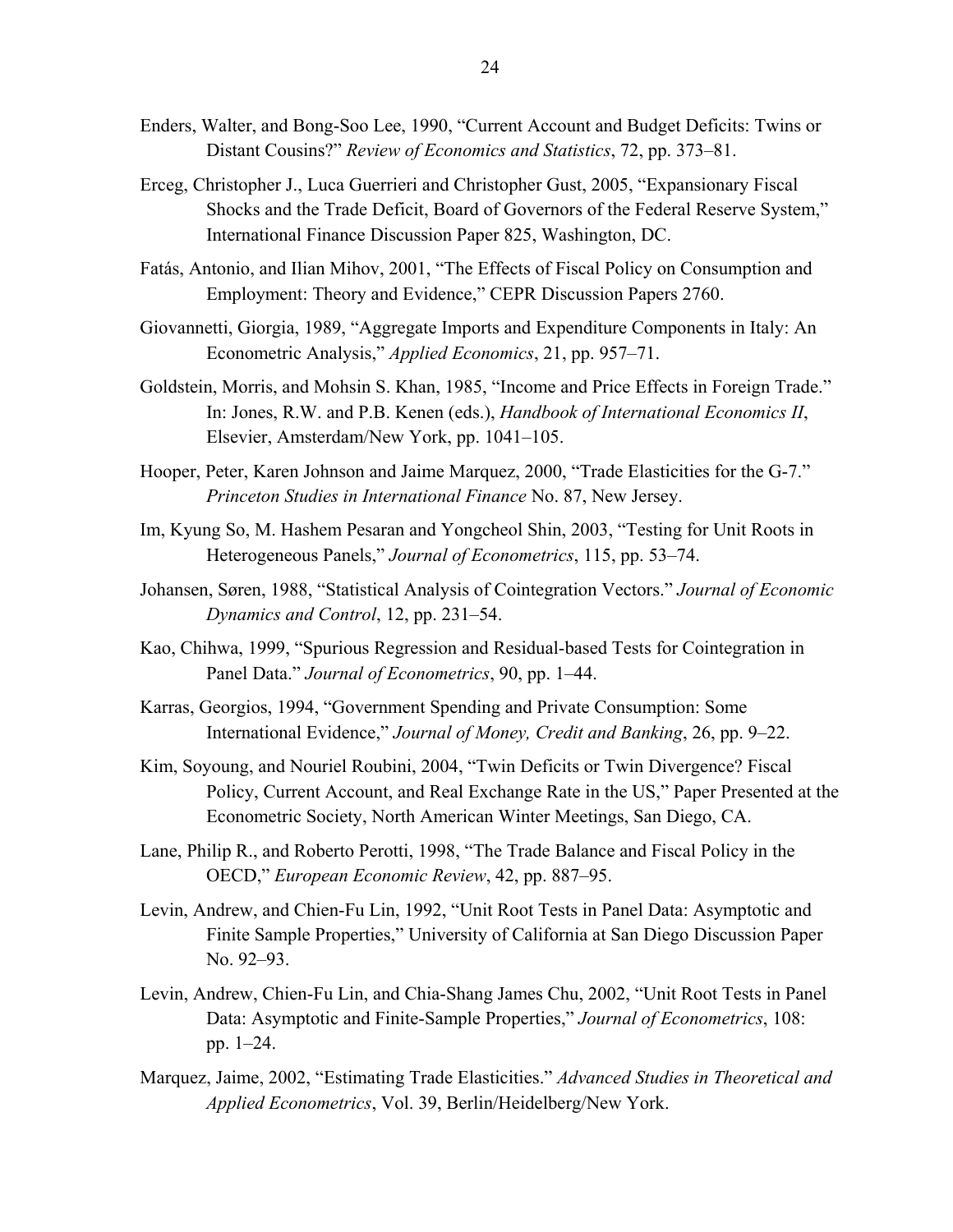Enders, Walter, and Bong-Soo Lee, 1990, "Current Account and Budget Deficits: Twins or Distant Cousins?" *Review of Economics and Statistics*, 72, pp. 373–81.

Erceg, Christopher J., Luca Guerrieri and Christopher Gust, 2005, "Expansionary Fiscal Shocks and the Trade Deficit, Board of Governors of the Federal Reserve System," International Finance Discussion Paper 825, Washington, DC.

Fatás, Antonio, and Ilian Mihov, 2001, "The Effects of Fiscal Policy on Consumption and Employment: Theory and Evidence," CEPR Discussion Papers 2760.

Giovannetti, Giorgia, 1989, "Aggregate Imports and Expenditure Components in Italy: An Econometric Analysis," *Applied Economics*, 21, pp. 957–71.

Goldstein, Morris, and Mohsin S. Khan, 1985, "Income and Price Effects in Foreign Trade." In: Jones, R.W. and P.B. Kenen (eds.), *Handbook of International Economics II*, Elsevier, Amsterdam/New York, pp. 1041–105.

Hooper, Peter, Karen Johnson and Jaime Marquez, 2000, "Trade Elasticities for the G-7." *Princeton Studies in International Finance* No. 87, New Jersey.

Im, Kyung So, M. Hashem Pesaran and Yongcheol Shin, 2003, "Testing for Unit Roots in Heterogeneous Panels," *Journal of Econometrics*, 115, pp. 53–74.

Johansen, Søren, 1988, "Statistical Analysis of Cointegration Vectors." *Journal of Economic Dynamics and Control*, 12, pp. 231–54.

Kao, Chihwa, 1999, "Spurious Regression and Residual-based Tests for Cointegration in Panel Data." *Journal of Econometrics*, 90, pp. 1–44.

Karras, Georgios, 1994, "Government Spending and Private Consumption: Some International Evidence," *Journal of Money, Credit and Banking*, 26, pp. 9–22.

Kim, Soyoung, and Nouriel Roubini, 2004, "Twin Deficits or Twin Divergence? Fiscal Policy, Current Account, and Real Exchange Rate in the US," Paper Presented at the Econometric Society, North American Winter Meetings, San Diego, CA.

Lane, Philip R., and Roberto Perotti, 1998, "The Trade Balance and Fiscal Policy in the OECD," *European Economic Review*, 42, pp. 887–95.

Levin, Andrew, and Chien-Fu Lin, 1992, "Unit Root Tests in Panel Data: Asymptotic and Finite Sample Properties," University of California at San Diego Discussion Paper No. 92–93.

Levin, Andrew, Chien-Fu Lin, and Chia-Shang James Chu, 2002, "Unit Root Tests in Panel Data: Asymptotic and Finite-Sample Properties," *Journal of Econometrics*, 108: pp. 1–24.

Marquez, Jaime, 2002, "Estimating Trade Elasticities." *Advanced Studies in Theoretical and Applied Econometrics*, Vol. 39, Berlin/Heidelberg/New York.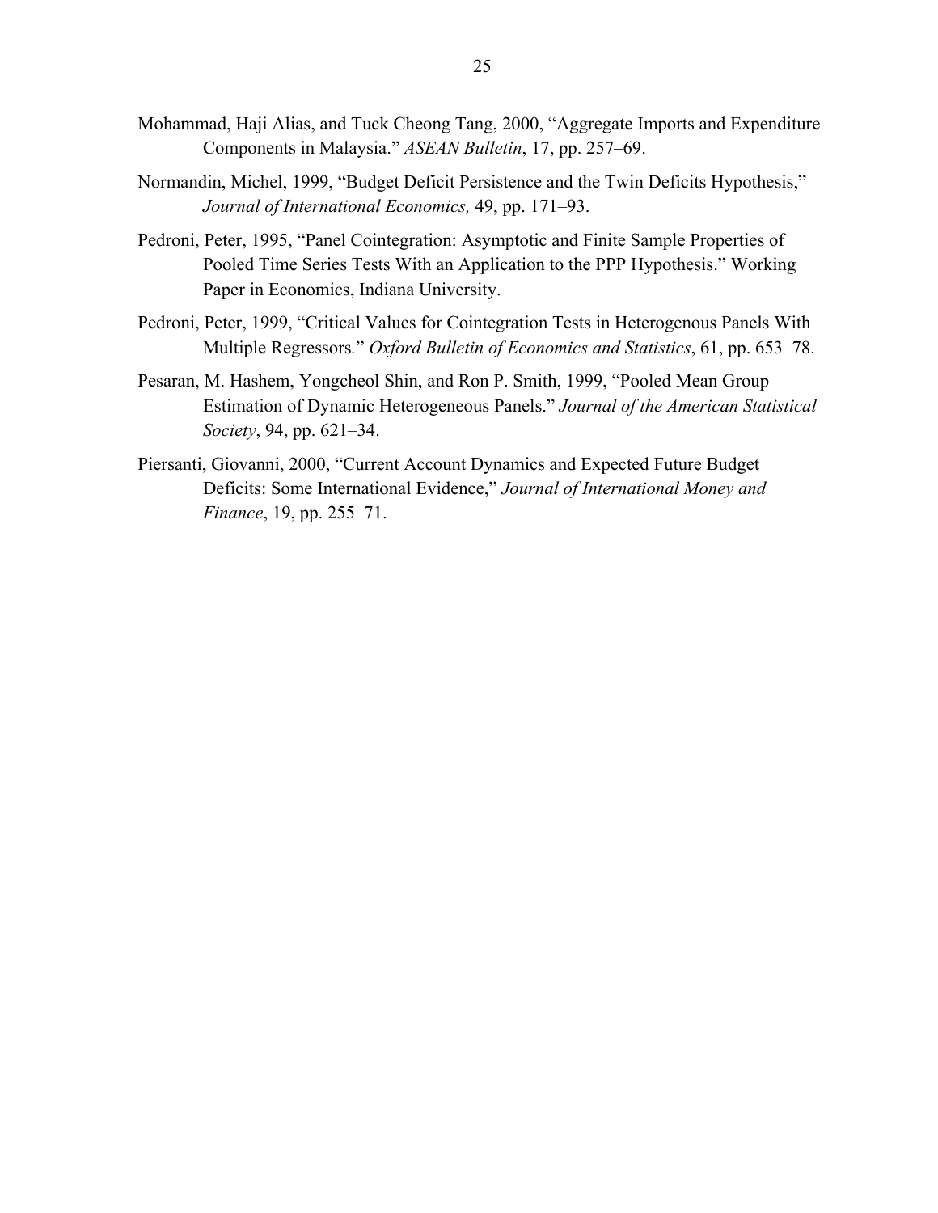Mohammad, Haji Alias, and Tuck Cheong Tang, 2000, "Aggregate Imports and Expenditure Components in Malaysia." *ASEAN Bulletin*, 17, pp. 257–69.

Normandin, Michel, 1999, "Budget Deficit Persistence and the Twin Deficits Hypothesis," *Journal of International Economics,* 49, pp. 171–93.

Pedroni, Peter, 1995, "Panel Cointegration: Asymptotic and Finite Sample Properties of Pooled Time Series Tests With an Application to the PPP Hypothesis." Working Paper in Economics, Indiana University.

Pedroni, Peter, 1999, "Critical Values for Cointegration Tests in Heterogenous Panels With Multiple Regressors." *Oxford Bulletin of Economics and Statistics*, 61, pp. 653–78.

Pesaran, M. Hashem, Yongcheol Shin, and Ron P. Smith, 1999, "Pooled Mean Group Estimation of Dynamic Heterogeneous Panels." *Journal of the American Statistical Society*, 94, pp. 621–34.

Piersanti, Giovanni, 2000, "Current Account Dynamics and Expected Future Budget Deficits: Some International Evidence," *Journal of International Money and Finance*, 19, pp. 255–71.